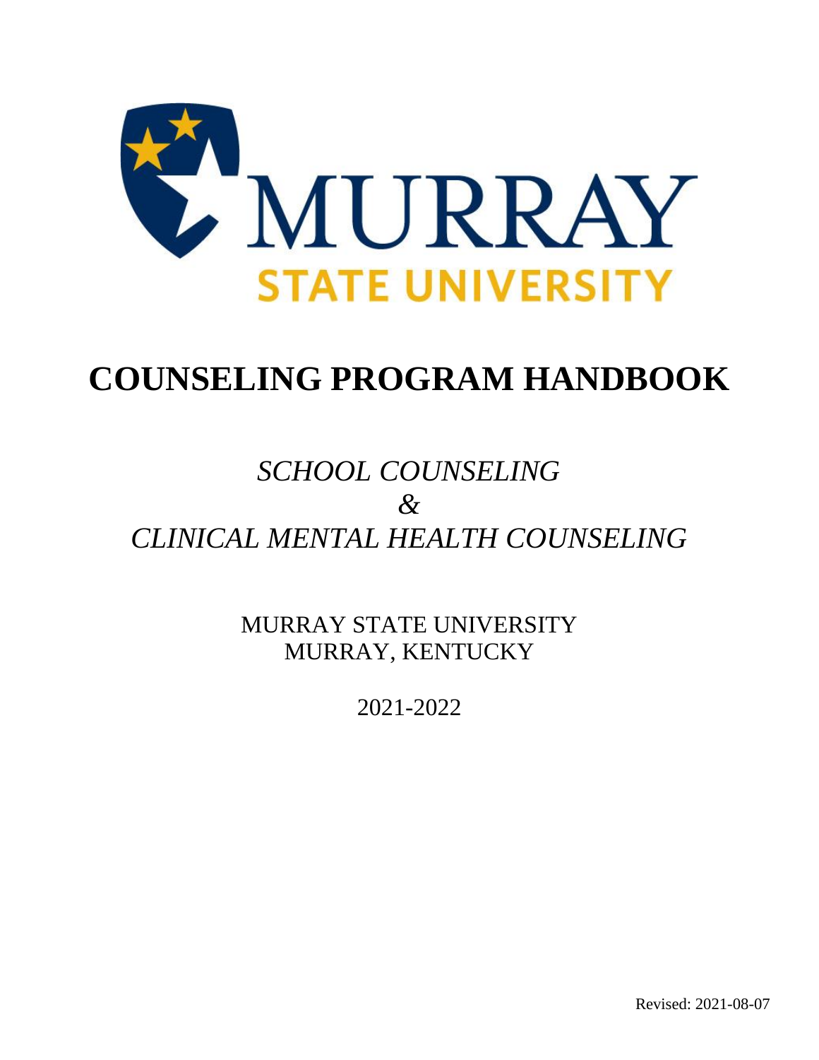MURRAY STATE UNIVERSITY

# COUNSELING PROGRAM HANDBOOK

*SCHOOL COUNSELING*

*&*

*CLINICAL MENTAL HEALTH COUNSELING*

MURRAY STATE UNIVERSITY
MURRAY, KENTUCKY

2021-2022

Revised: 2021-08-07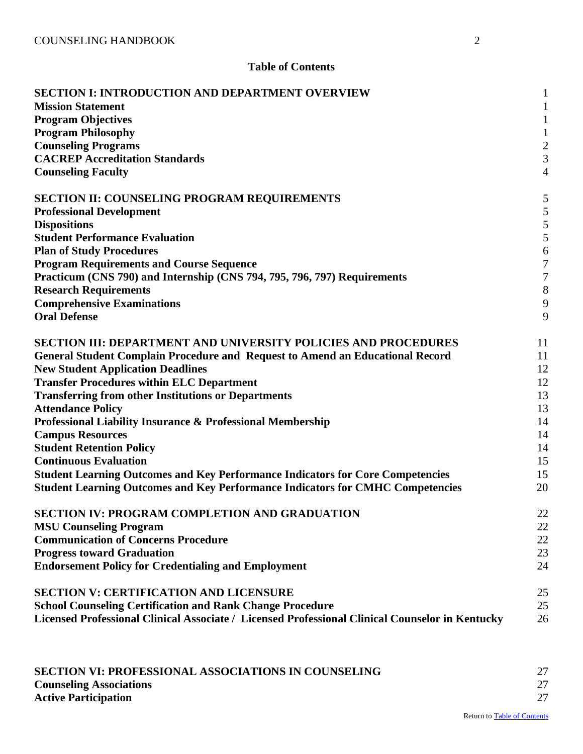## Table of Contents

| | |
|---|---|
| **SECTION I: INTRODUCTION AND DEPARTMENT OVERVIEW** | 1 |
| **Mission Statement** | 1 |
| **Program Objectives** | 1 |
| **Program Philosophy** | 1 |
| **Counseling Programs** | 2 |
| **CACREP Accreditation Standards** | 3 |
| **Counseling Faculty** | 4 |
| **SECTION II: COUNSELING PROGRAM REQUIREMENTS** | 5 |
| **Professional Development** | 5 |
| **Dispositions** | 5 |
| **Student Performance Evaluation** | 5 |
| **Plan of Study Procedures** | 6 |
| **Program Requirements and Course Sequence** | 7 |
| **Practicum (CNS 790) and Internship (CNS 794, 795, 796, 797) Requirements** | 7 |
| **Research Requirements** | 8 |
| **Comprehensive Examinations** | 9 |
| **Oral Defense** | 9 |
| **SECTION III: DEPARTMENT AND UNIVERSITY POLICIES AND PROCEDURES** | 11 |
| **General Student Complain Procedure and Request to Amend an Educational Record** | 11 |
| **New Student Application Deadlines** | 12 |
| **Transfer Procedures within ELC Department** | 12 |
| **Transferring from other Institutions or Departments** | 13 |
| **Attendance Policy** | 13 |
| **Professional Liability Insurance & Professional Membership** | 14 |
| **Campus Resources** | 14 |
| **Student Retention Policy** | 14 |
| **Continuous Evaluation** | 15 |
| **Student Learning Outcomes and Key Performance Indicators for Core Competencies** | 15 |
| **Student Learning Outcomes and Key Performance Indicators for CMHC Competencies** | 20 |
| **SECTION IV: PROGRAM COMPLETION AND GRADUATION** | 22 |
| **MSU Counseling Program** | 22 |
| **Communication of Concerns Procedure** | 22 |
| **Progress toward Graduation** | 23 |
| **Endorsement Policy for Credentialing and Employment** | 24 |
| **SECTION V: CERTIFICATION AND LICENSURE** | 25 |
| **School Counseling Certification and Rank Change Procedure** | 25 |
| **Licensed Professional Clinical Associate / Licensed Professional Clinical Counselor in Kentucky** | 26 |
| **SECTION VI: PROFESSIONAL ASSOCIATIONS IN COUNSELING** | 27 |
| **Counseling Associations** | 27 |
| **Active Participation** | 27 |

Return to Table of Contents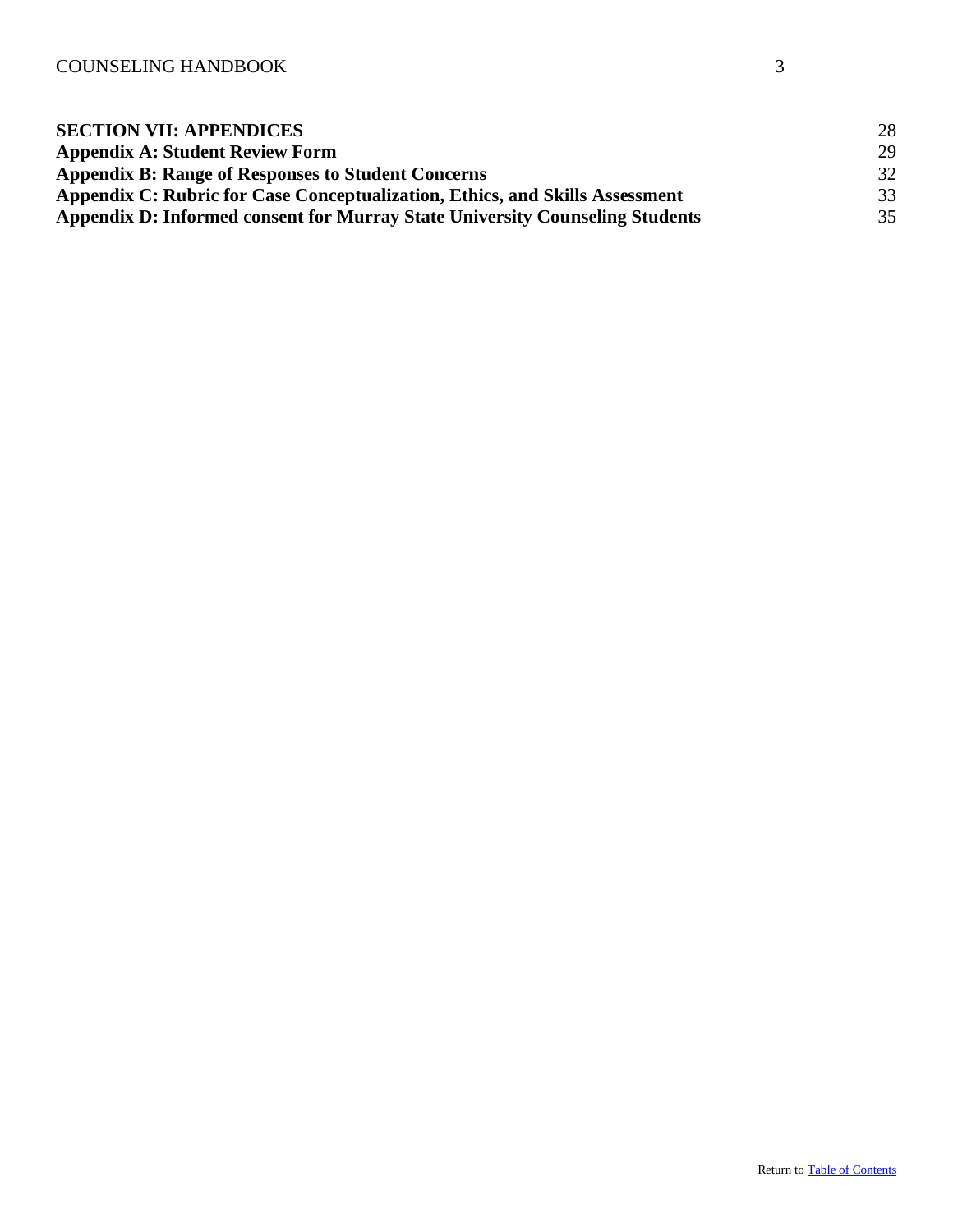**SECTION VII: APPENDICES** 28

**Appendix A: Student Review Form** 29

**Appendix B: Range of Responses to Student Concerns** 32

**Appendix C: Rubric for Case Conceptualization, Ethics, and Skills Assessment** 33

**Appendix D: Informed consent for Murray State University Counseling Students** 35

Return to [Table of Contents]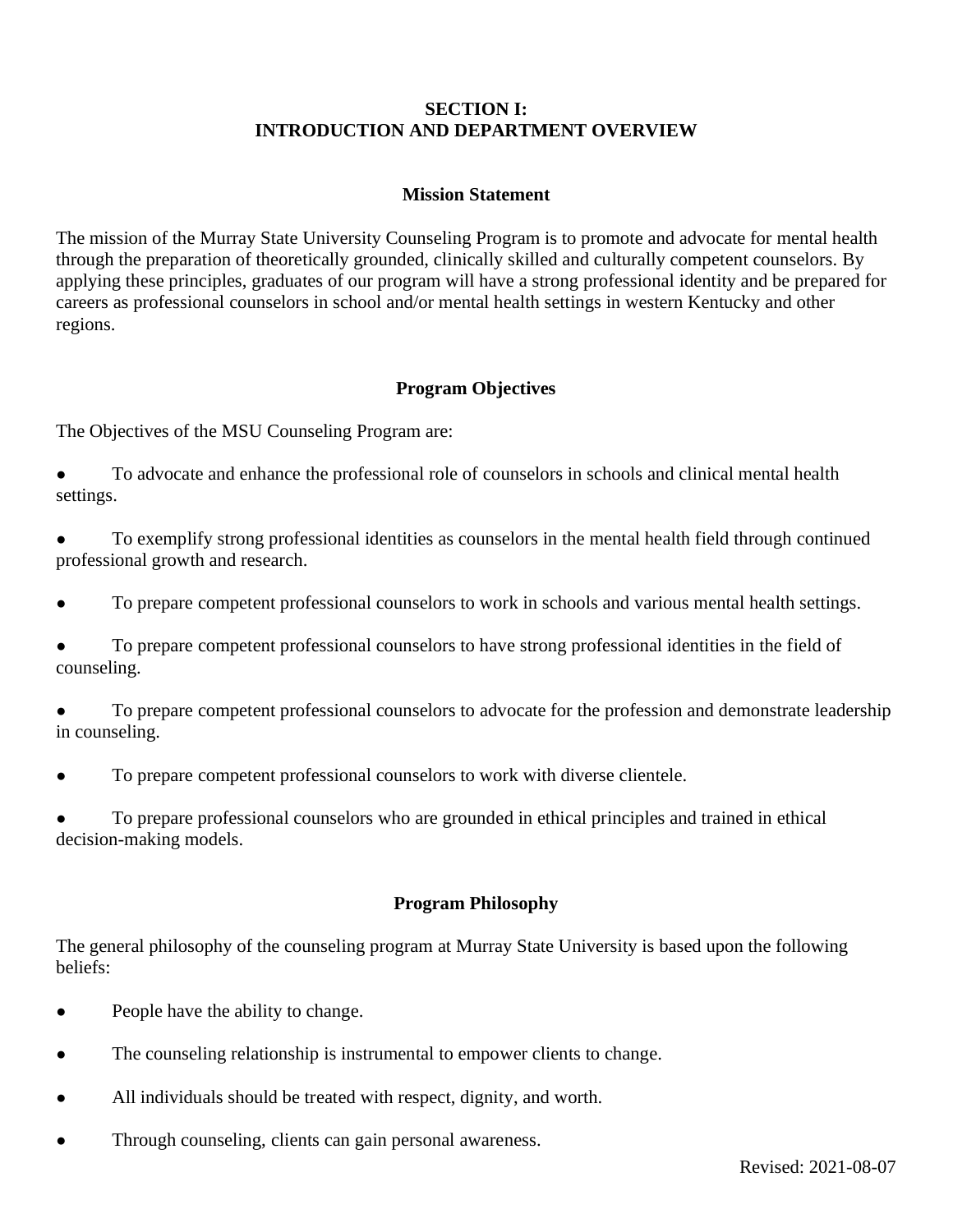# SECTION I:
# INTRODUCTION AND DEPARTMENT OVERVIEW

## Mission Statement

The mission of the Murray State University Counseling Program is to promote and advocate for mental health through the preparation of theoretically grounded, clinically skilled and culturally competent counselors. By applying these principles, graduates of our program will have a strong professional identity and be prepared for careers as professional counselors in school and/or mental health settings in western Kentucky and other regions.

## Program Objectives

The Objectives of the MSU Counseling Program are:

- To advocate and enhance the professional role of counselors in schools and clinical mental health settings.
- To exemplify strong professional identities as counselors in the mental health field through continued professional growth and research.
- To prepare competent professional counselors to work in schools and various mental health settings.
- To prepare competent professional counselors to have strong professional identities in the field of counseling.
- To prepare competent professional counselors to advocate for the profession and demonstrate leadership in counseling.
- To prepare competent professional counselors to work with diverse clientele.
- To prepare professional counselors who are grounded in ethical principles and trained in ethical decision-making models.

## Program Philosophy

The general philosophy of the counseling program at Murray State University is based upon the following beliefs:

- People have the ability to change.
- The counseling relationship is instrumental to empower clients to change.
- All individuals should be treated with respect, dignity, and worth.
- Through counseling, clients can gain personal awareness.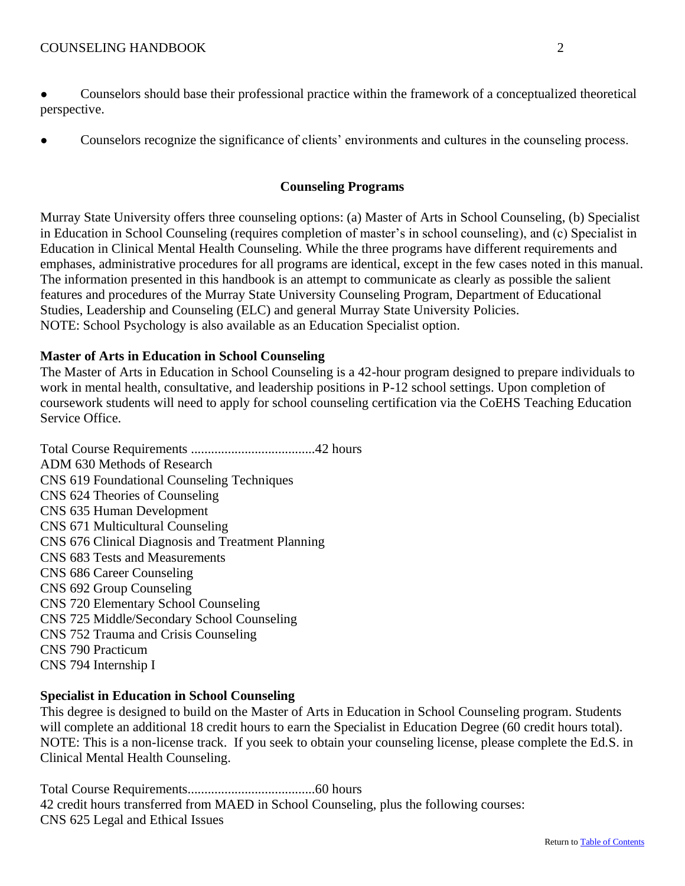- Counselors should base their professional practice within the framework of a conceptualized theoretical perspective.

- Counselors recognize the significance of clients' environments and cultures in the counseling process.

## Counseling Programs

Murray State University offers three counseling options: (a) Master of Arts in School Counseling, (b) Specialist in Education in School Counseling (requires completion of master's in school counseling), and (c) Specialist in Education in Clinical Mental Health Counseling. While the three programs have different requirements and emphases, administrative procedures for all programs are identical, except in the few cases noted in this manual. The information presented in this handbook is an attempt to communicate as clearly as possible the salient features and procedures of the Murray State University Counseling Program, Department of Educational Studies, Leadership and Counseling (ELC) and general Murray State University Policies.
NOTE: School Psychology is also available as an Education Specialist option.

### Master of Arts in Education in School Counseling

The Master of Arts in Education in School Counseling is a 42-hour program designed to prepare individuals to work in mental health, consultative, and leadership positions in P-12 school settings. Upon completion of coursework students will need to apply for school counseling certification via the CoEHS Teaching Education Service Office.

Total Course Requirements .....................................42 hours
ADM 630 Methods of Research
CNS 619 Foundational Counseling Techniques
CNS 624 Theories of Counseling
CNS 635 Human Development
CNS 671 Multicultural Counseling
CNS 676 Clinical Diagnosis and Treatment Planning
CNS 683 Tests and Measurements
CNS 686 Career Counseling
CNS 692 Group Counseling
CNS 720 Elementary School Counseling
CNS 725 Middle/Secondary School Counseling
CNS 752 Trauma and Crisis Counseling
CNS 790 Practicum
CNS 794 Internship I

### Specialist in Education in School Counseling

This degree is designed to build on the Master of Arts in Education in School Counseling program. Students will complete an additional 18 credit hours to earn the Specialist in Education Degree (60 credit hours total). NOTE: This is a non-license track. If you seek to obtain your counseling license, please complete the Ed.S. in Clinical Mental Health Counseling.

Total Course Requirements.....................................60 hours
42 credit hours transferred from MAED in School Counseling, plus the following courses:
CNS 625 Legal and Ethical Issues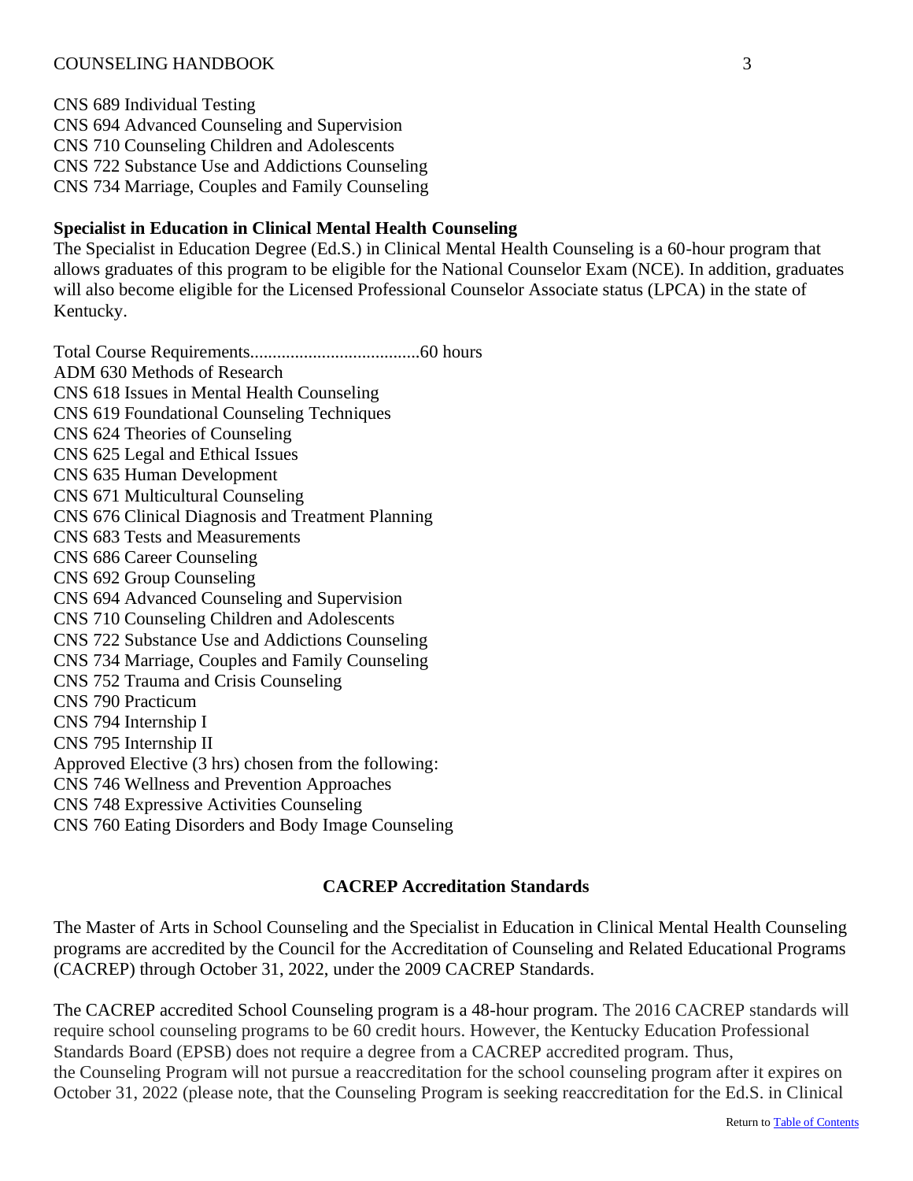CNS 689 Individual Testing
CNS 694 Advanced Counseling and Supervision
CNS 710 Counseling Children and Adolescents
CNS 722 Substance Use and Addictions Counseling
CNS 734 Marriage, Couples and Family Counseling

**Specialist in Education in Clinical Mental Health Counseling**

The Specialist in Education Degree (Ed.S.) in Clinical Mental Health Counseling is a 60-hour program that allows graduates of this program to be eligible for the National Counselor Exam (NCE). In addition, graduates will also become eligible for the Licensed Professional Counselor Associate status (LPCA) in the state of Kentucky.

Total Course Requirements......................................60 hours
ADM 630 Methods of Research
CNS 618 Issues in Mental Health Counseling
CNS 619 Foundational Counseling Techniques
CNS 624 Theories of Counseling
CNS 625 Legal and Ethical Issues
CNS 635 Human Development
CNS 671 Multicultural Counseling
CNS 676 Clinical Diagnosis and Treatment Planning
CNS 683 Tests and Measurements
CNS 686 Career Counseling
CNS 692 Group Counseling
CNS 694 Advanced Counseling and Supervision
CNS 710 Counseling Children and Adolescents
CNS 722 Substance Use and Addictions Counseling
CNS 734 Marriage, Couples and Family Counseling
CNS 752 Trauma and Crisis Counseling
CNS 790 Practicum
CNS 794 Internship I
CNS 795 Internship II
Approved Elective (3 hrs) chosen from the following:
CNS 746 Wellness and Prevention Approaches
CNS 748 Expressive Activities Counseling
CNS 760 Eating Disorders and Body Image Counseling

## CACREP Accreditation Standards

The Master of Arts in School Counseling and the Specialist in Education in Clinical Mental Health Counseling programs are accredited by the Council for the Accreditation of Counseling and Related Educational Programs (CACREP) through October 31, 2022, under the 2009 CACREP Standards.

The CACREP accredited School Counseling program is a 48-hour program. The 2016 CACREP standards will require school counseling programs to be 60 credit hours. However, the Kentucky Education Professional Standards Board (EPSB) does not require a degree from a CACREP accredited program. Thus, the Counseling Program will not pursue a reaccreditation for the school counseling program after it expires on October 31, 2022 (please note, that the Counseling Program is seeking reaccreditation for the Ed.S. in Clinical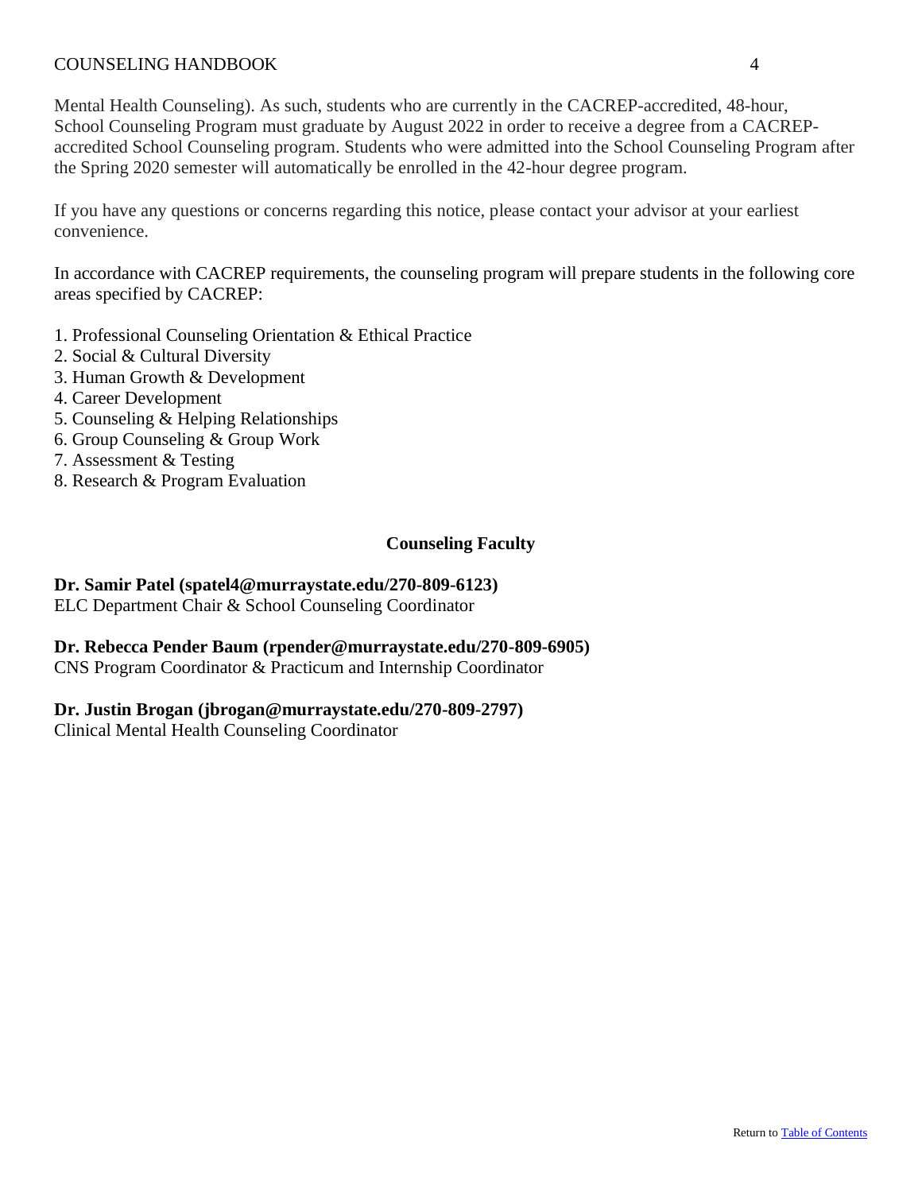Mental Health Counseling). As such, students who are currently in the CACREP-accredited, 48-hour, School Counseling Program must graduate by August 2022 in order to receive a degree from a CACREP-accredited School Counseling program. Students who were admitted into the School Counseling Program after the Spring 2020 semester will automatically be enrolled in the 42-hour degree program.

If you have any questions or concerns regarding this notice, please contact your advisor at your earliest convenience.

In accordance with CACREP requirements, the counseling program will prepare students in the following core areas specified by CACREP:

1. Professional Counseling Orientation & Ethical Practice
2. Social & Cultural Diversity
3. Human Growth & Development
4. Career Development
5. Counseling & Helping Relationships
6. Group Counseling & Group Work
7. Assessment & Testing
8. Research & Program Evaluation

## Counseling Faculty

**Dr. Samir Patel (spatel4@murraystate.edu/270-809-6123)**
ELC Department Chair & School Counseling Coordinator

**Dr. Rebecca Pender Baum (rpender@murraystate.edu/270-809-6905)**
CNS Program Coordinator & Practicum and Internship Coordinator

**Dr. Justin Brogan (jbrogan@murraystate.edu/270-809-2797)**
Clinical Mental Health Counseling Coordinator

Return to Table of Contents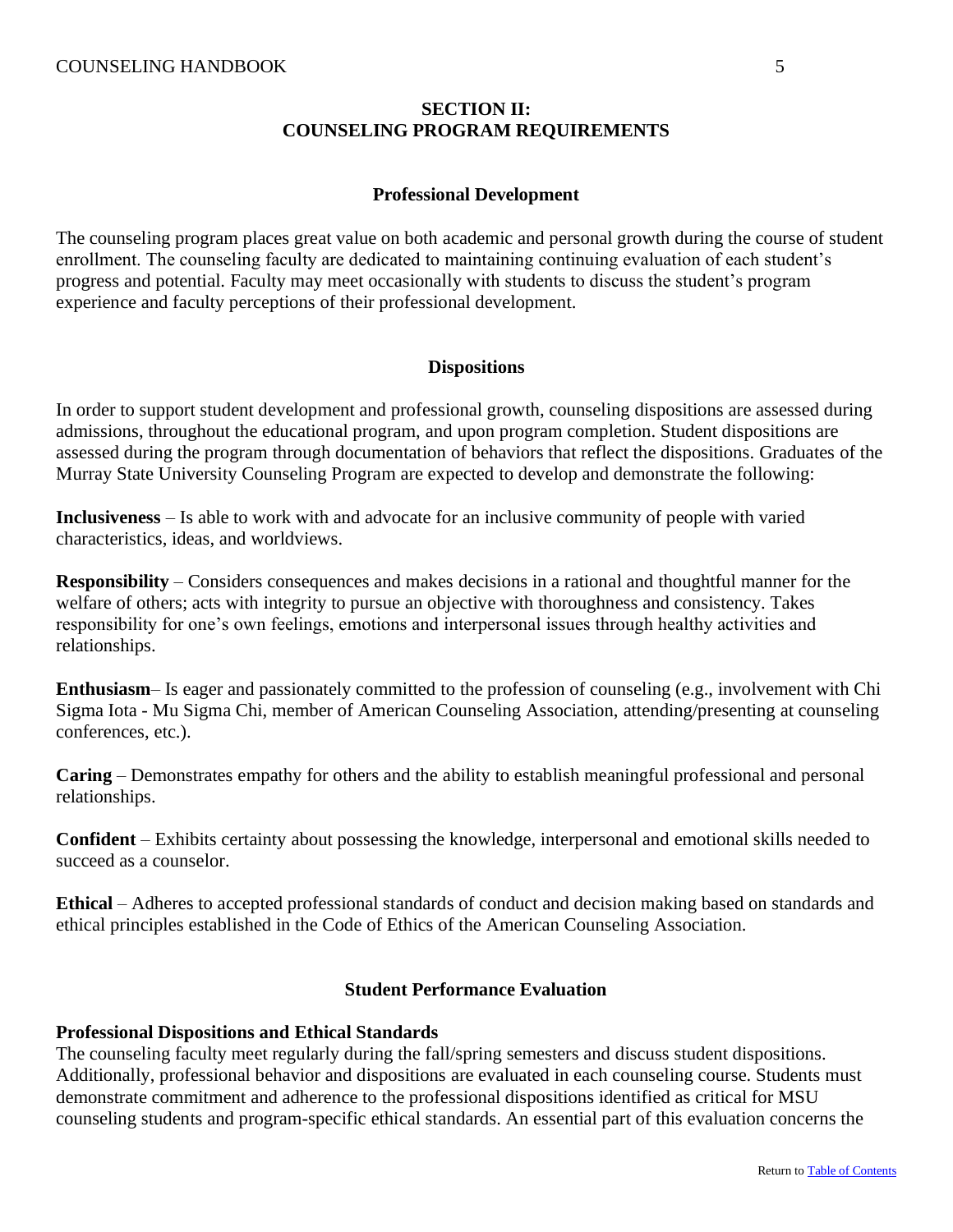## SECTION II: COUNSELING PROGRAM REQUIREMENTS

### Professional Development

The counseling program places great value on both academic and personal growth during the course of student enrollment. The counseling faculty are dedicated to maintaining continuing evaluation of each student's progress and potential. Faculty may meet occasionally with students to discuss the student's program experience and faculty perceptions of their professional development.

### Dispositions

In order to support student development and professional growth, counseling dispositions are assessed during admissions, throughout the educational program, and upon program completion. Student dispositions are assessed during the program through documentation of behaviors that reflect the dispositions. Graduates of the Murray State University Counseling Program are expected to develop and demonstrate the following:

**Inclusiveness** – Is able to work with and advocate for an inclusive community of people with varied characteristics, ideas, and worldviews.

**Responsibility** – Considers consequences and makes decisions in a rational and thoughtful manner for the welfare of others; acts with integrity to pursue an objective with thoroughness and consistency. Takes responsibility for one's own feelings, emotions and interpersonal issues through healthy activities and relationships.

**Enthusiasm**– Is eager and passionately committed to the profession of counseling (e.g., involvement with Chi Sigma Iota - Mu Sigma Chi, member of American Counseling Association, attending/presenting at counseling conferences, etc.).

**Caring** – Demonstrates empathy for others and the ability to establish meaningful professional and personal relationships.

**Confident** – Exhibits certainty about possessing the knowledge, interpersonal and emotional skills needed to succeed as a counselor.

**Ethical** – Adheres to accepted professional standards of conduct and decision making based on standards and ethical principles established in the Code of Ethics of the American Counseling Association.

### Student Performance Evaluation

**Professional Dispositions and Ethical Standards**
The counseling faculty meet regularly during the fall/spring semesters and discuss student dispositions. Additionally, professional behavior and dispositions are evaluated in each counseling course. Students must demonstrate commitment and adherence to the professional dispositions identified as critical for MSU counseling students and program-specific ethical standards. An essential part of this evaluation concerns the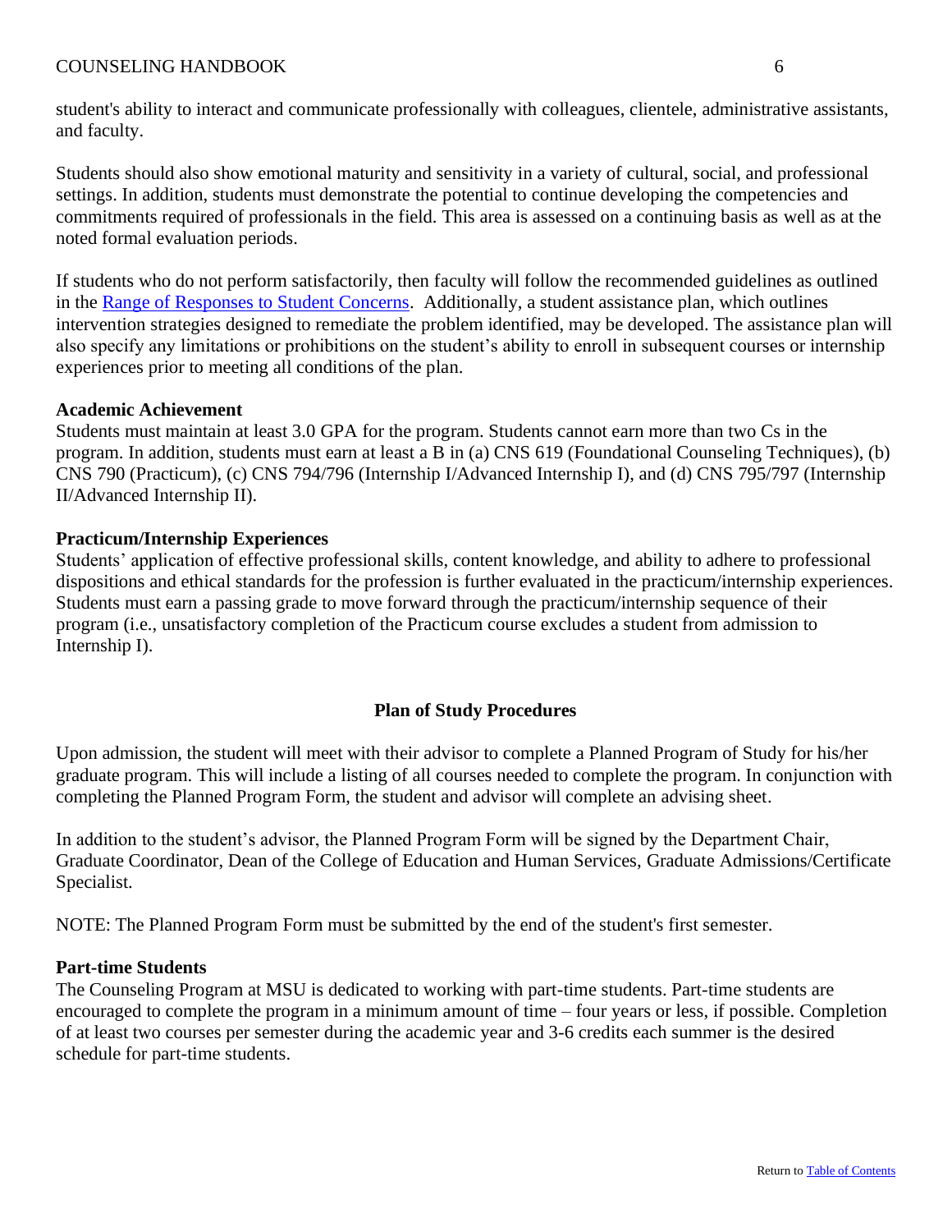student's ability to interact and communicate professionally with colleagues, clientele, administrative assistants, and faculty.

Students should also show emotional maturity and sensitivity in a variety of cultural, social, and professional settings. In addition, students must demonstrate the potential to continue developing the competencies and commitments required of professionals in the field. This area is assessed on a continuing basis as well as at the noted formal evaluation periods.

If students who do not perform satisfactorily, then faculty will follow the recommended guidelines as outlined in the Range of Responses to Student Concerns. Additionally, a student assistance plan, which outlines intervention strategies designed to remediate the problem identified, may be developed. The assistance plan will also specify any limitations or prohibitions on the student's ability to enroll in subsequent courses or internship experiences prior to meeting all conditions of the plan.

**Academic Achievement**

Students must maintain at least 3.0 GPA for the program. Students cannot earn more than two Cs in the program. In addition, students must earn at least a B in (a) CNS 619 (Foundational Counseling Techniques), (b) CNS 790 (Practicum), (c) CNS 794/796 (Internship I/Advanced Internship I), and (d) CNS 795/797 (Internship II/Advanced Internship II).

**Practicum/Internship Experiences**

Students' application of effective professional skills, content knowledge, and ability to adhere to professional dispositions and ethical standards for the profession is further evaluated in the practicum/internship experiences. Students must earn a passing grade to move forward through the practicum/internship sequence of their program (i.e., unsatisfactory completion of the Practicum course excludes a student from admission to Internship I).

## Plan of Study Procedures

Upon admission, the student will meet with their advisor to complete a Planned Program of Study for his/her graduate program. This will include a listing of all courses needed to complete the program. In conjunction with completing the Planned Program Form, the student and advisor will complete an advising sheet.

In addition to the student's advisor, the Planned Program Form will be signed by the Department Chair, Graduate Coordinator, Dean of the College of Education and Human Services, Graduate Admissions/Certificate Specialist.

NOTE: The Planned Program Form must be submitted by the end of the student's first semester.

**Part-time Students**

The Counseling Program at MSU is dedicated to working with part-time students. Part-time students are encouraged to complete the program in a minimum amount of time – four years or less, if possible. Completion of at least two courses per semester during the academic year and 3-6 credits each summer is the desired schedule for part-time students.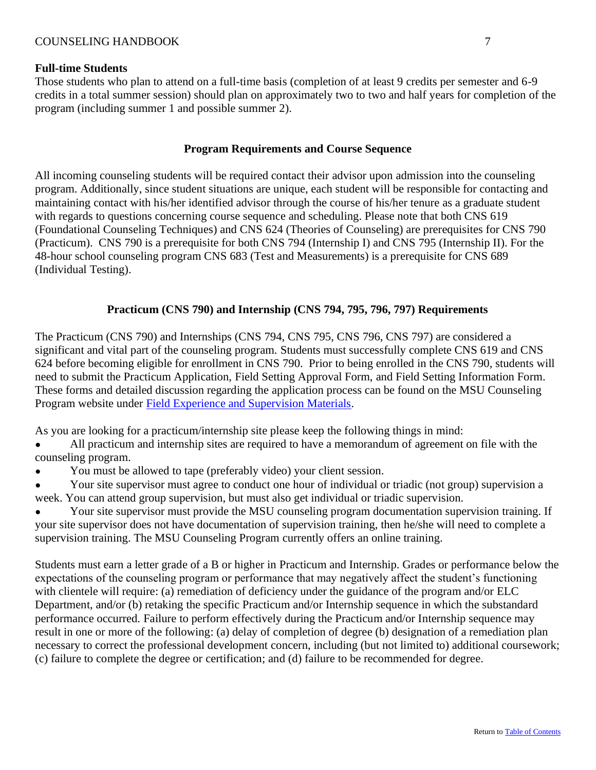**Full-time Students**

Those students who plan to attend on a full-time basis (completion of at least 9 credits per semester and 6-9 credits in a total summer session) should plan on approximately two to two and half years for completion of the program (including summer 1 and possible summer 2).

## Program Requirements and Course Sequence

All incoming counseling students will be required contact their advisor upon admission into the counseling program. Additionally, since student situations are unique, each student will be responsible for contacting and maintaining contact with his/her identified advisor through the course of his/her tenure as a graduate student with regards to questions concerning course sequence and scheduling. Please note that both CNS 619 (Foundational Counseling Techniques) and CNS 624 (Theories of Counseling) are prerequisites for CNS 790 (Practicum). CNS 790 is a prerequisite for both CNS 794 (Internship I) and CNS 795 (Internship II). For the 48-hour school counseling program CNS 683 (Test and Measurements) is a prerequisite for CNS 689 (Individual Testing).

## Practicum (CNS 790) and Internship (CNS 794, 795, 796, 797) Requirements

The Practicum (CNS 790) and Internships (CNS 794, CNS 795, CNS 796, CNS 797) are considered a significant and vital part of the counseling program. Students must successfully complete CNS 619 and CNS 624 before becoming eligible for enrollment in CNS 790. Prior to being enrolled in the CNS 790, students will need to submit the Practicum Application, Field Setting Approval Form, and Field Setting Information Form. These forms and detailed discussion regarding the application process can be found on the MSU Counseling Program website under [Field Experience and Supervision Materials](Field Experience and Supervision Materials).

As you are looking for a practicum/internship site please keep the following things in mind:

- All practicum and internship sites are required to have a memorandum of agreement on file with the counseling program.
- You must be allowed to tape (preferably video) your client session.
- Your site supervisor must agree to conduct one hour of individual or triadic (not group) supervision a week. You can attend group supervision, but must also get individual or triadic supervision.
- Your site supervisor must provide the MSU counseling program documentation supervision training. If your site supervisor does not have documentation of supervision training, then he/she will need to complete a supervision training. The MSU Counseling Program currently offers an online training.

Students must earn a letter grade of a B or higher in Practicum and Internship. Grades or performance below the expectations of the counseling program or performance that may negatively affect the student's functioning with clientele will require: (a) remediation of deficiency under the guidance of the program and/or ELC Department, and/or (b) retaking the specific Practicum and/or Internship sequence in which the substandard performance occurred. Failure to perform effectively during the Practicum and/or Internship sequence may result in one or more of the following: (a) delay of completion of degree (b) designation of a remediation plan necessary to correct the professional development concern, including (but not limited to) additional coursework; (c) failure to complete the degree or certification; and (d) failure to be recommended for degree.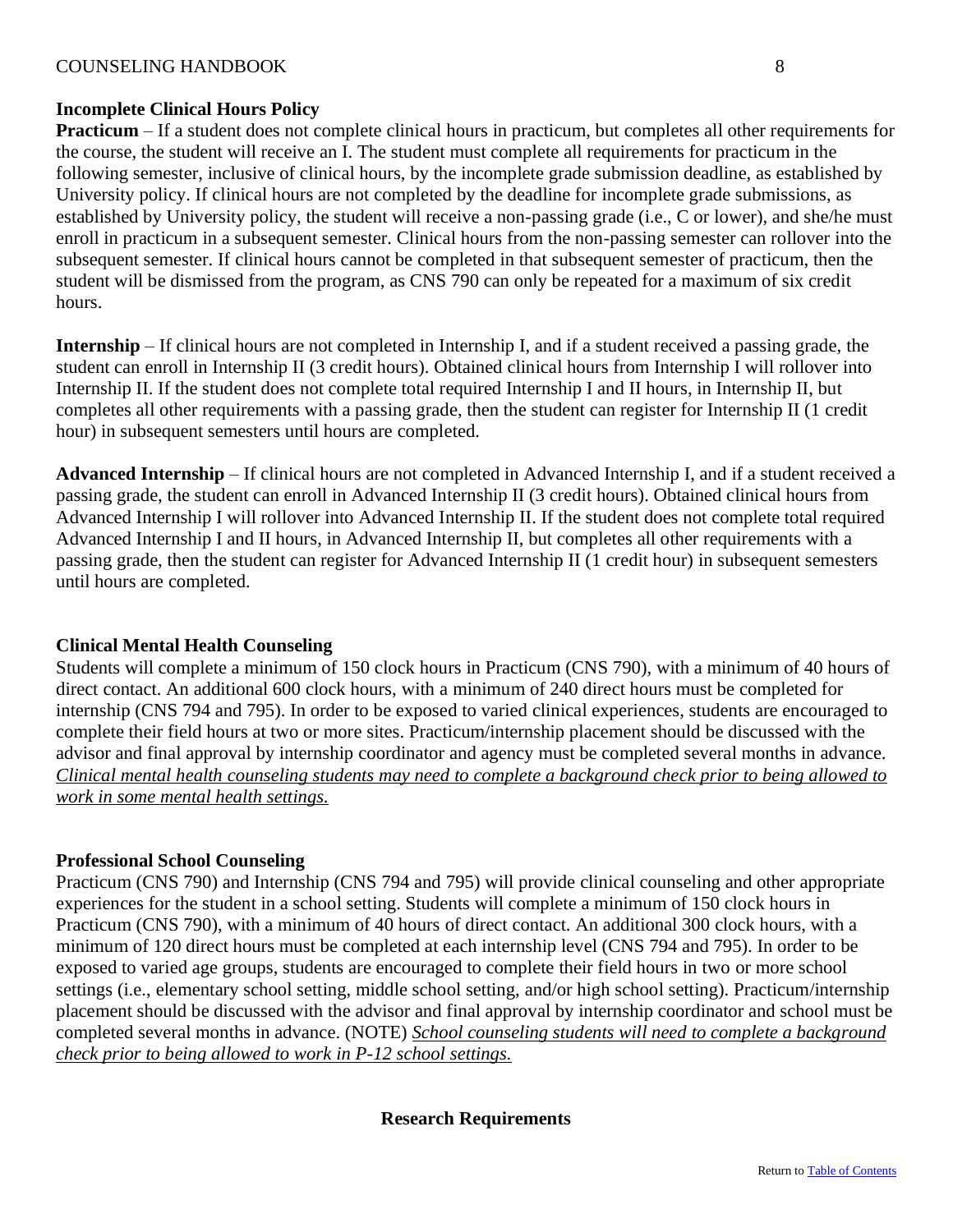### Incomplete Clinical Hours Policy

**Practicum** – If a student does not complete clinical hours in practicum, but completes all other requirements for the course, the student will receive an I. The student must complete all requirements for practicum in the following semester, inclusive of clinical hours, by the incomplete grade submission deadline, as established by University policy. If clinical hours are not completed by the deadline for incomplete grade submissions, as established by University policy, the student will receive a non-passing grade (i.e., C or lower), and she/he must enroll in practicum in a subsequent semester. Clinical hours from the non-passing semester can rollover into the subsequent semester. If clinical hours cannot be completed in that subsequent semester of practicum, then the student will be dismissed from the program, as CNS 790 can only be repeated for a maximum of six credit hours.

**Internship** – If clinical hours are not completed in Internship I, and if a student received a passing grade, the student can enroll in Internship II (3 credit hours). Obtained clinical hours from Internship I will rollover into Internship II. If the student does not complete total required Internship I and II hours, in Internship II, but completes all other requirements with a passing grade, then the student can register for Internship II (1 credit hour) in subsequent semesters until hours are completed.

**Advanced Internship** – If clinical hours are not completed in Advanced Internship I, and if a student received a passing grade, the student can enroll in Advanced Internship II (3 credit hours). Obtained clinical hours from Advanced Internship I will rollover into Advanced Internship II. If the student does not complete total required Advanced Internship I and II hours, in Advanced Internship II, but completes all other requirements with a passing grade, then the student can register for Advanced Internship II (1 credit hour) in subsequent semesters until hours are completed.

### Clinical Mental Health Counseling

Students will complete a minimum of 150 clock hours in Practicum (CNS 790), with a minimum of 40 hours of direct contact. An additional 600 clock hours, with a minimum of 240 direct hours must be completed for internship (CNS 794 and 795). In order to be exposed to varied clinical experiences, students are encouraged to complete their field hours at two or more sites. Practicum/internship placement should be discussed with the advisor and final approval by internship coordinator and agency must be completed several months in advance. *Clinical mental health counseling students may need to complete a background check prior to being allowed to work in some mental health settings.*

### Professional School Counseling

Practicum (CNS 790) and Internship (CNS 794 and 795) will provide clinical counseling and other appropriate experiences for the student in a school setting. Students will complete a minimum of 150 clock hours in Practicum (CNS 790), with a minimum of 40 hours of direct contact. An additional 300 clock hours, with a minimum of 120 direct hours must be completed at each internship level (CNS 794 and 795). In order to be exposed to varied age groups, students are encouraged to complete their field hours in two or more school settings (i.e., elementary school setting, middle school setting, and/or high school setting). Practicum/internship placement should be discussed with the advisor and final approval by internship coordinator and school must be completed several months in advance. (NOTE) *School counseling students will need to complete a background check prior to being allowed to work in P-12 school settings.*

## Research Requirements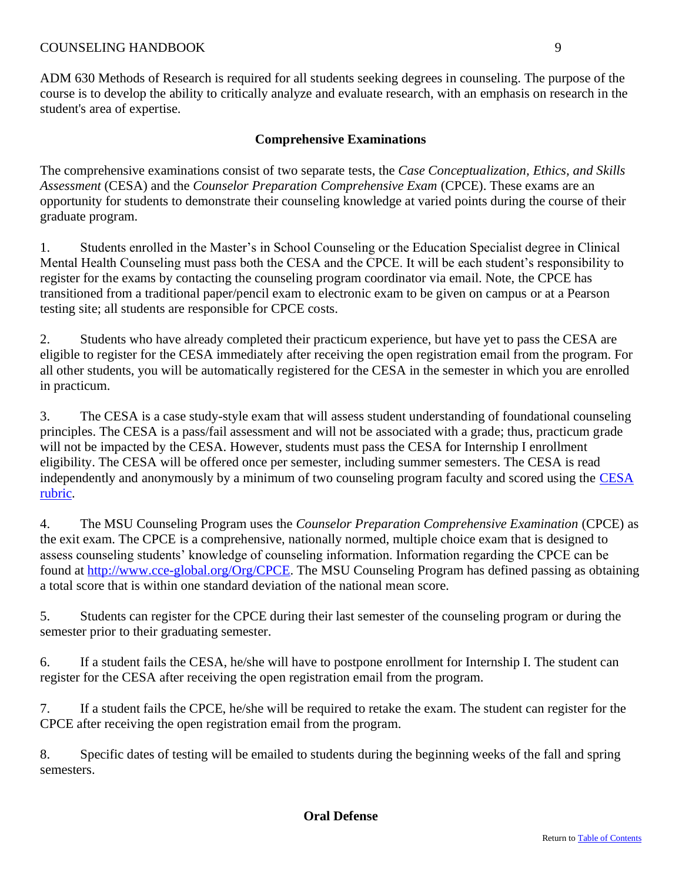ADM 630 Methods of Research is required for all students seeking degrees in counseling. The purpose of the course is to develop the ability to critically analyze and evaluate research, with an emphasis on research in the student's area of expertise.

## Comprehensive Examinations

The comprehensive examinations consist of two separate tests, the *Case Conceptualization, Ethics, and Skills Assessment* (CESA) and the *Counselor Preparation Comprehensive Exam* (CPCE). These exams are an opportunity for students to demonstrate their counseling knowledge at varied points during the course of their graduate program.

1. Students enrolled in the Master's in School Counseling or the Education Specialist degree in Clinical Mental Health Counseling must pass both the CESA and the CPCE. It will be each student's responsibility to register for the exams by contacting the counseling program coordinator via email. Note, the CPCE has transitioned from a traditional paper/pencil exam to electronic exam to be given on campus or at a Pearson testing site; all students are responsible for CPCE costs.

2. Students who have already completed their practicum experience, but have yet to pass the CESA are eligible to register for the CESA immediately after receiving the open registration email from the program. For all other students, you will be automatically registered for the CESA in the semester in which you are enrolled in practicum.

3. The CESA is a case study-style exam that will assess student understanding of foundational counseling principles. The CESA is a pass/fail assessment and will not be associated with a grade; thus, practicum grade will not be impacted by the CESA. However, students must pass the CESA for Internship I enrollment eligibility. The CESA will be offered once per semester, including summer semesters. The CESA is read independently and anonymously by a minimum of two counseling program faculty and scored using the [CESA rubric](CESA rubric).

4. The MSU Counseling Program uses the *Counselor Preparation Comprehensive Examination* (CPCE) as the exit exam. The CPCE is a comprehensive, nationally normed, multiple choice exam that is designed to assess counseling students' knowledge of counseling information. Information regarding the CPCE can be found at [http://www.cce-global.org/Org/CPCE](http://www.cce-global.org/Org/CPCE). The MSU Counseling Program has defined passing as obtaining a total score that is within one standard deviation of the national mean score.

5. Students can register for the CPCE during their last semester of the counseling program or during the semester prior to their graduating semester.

6. If a student fails the CESA, he/she will have to postpone enrollment for Internship I. The student can register for the CESA after receiving the open registration email from the program.

7. If a student fails the CPCE, he/she will be required to retake the exam. The student can register for the CPCE after receiving the open registration email from the program.

8. Specific dates of testing will be emailed to students during the beginning weeks of the fall and spring semesters.

## Oral Defense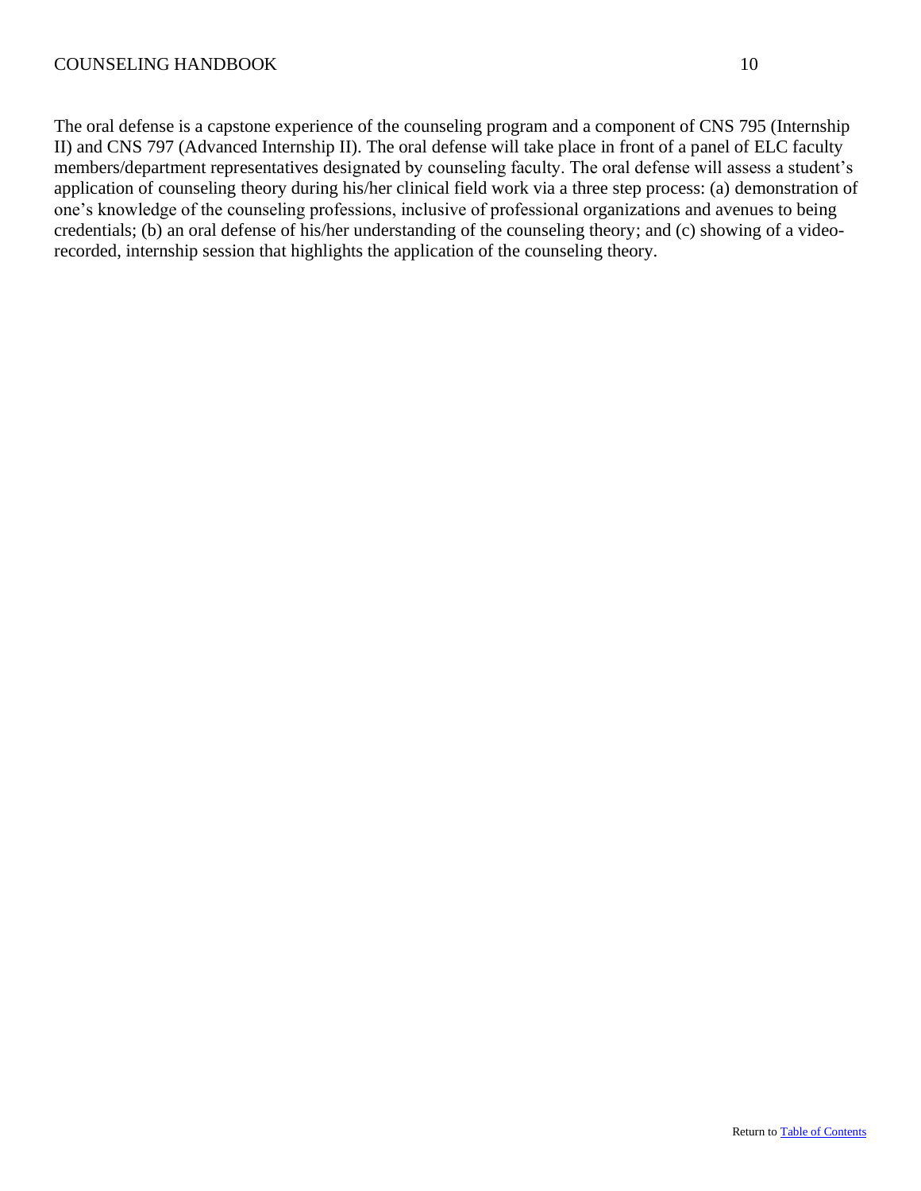The oral defense is a capstone experience of the counseling program and a component of CNS 795 (Internship II) and CNS 797 (Advanced Internship II). The oral defense will take place in front of a panel of ELC faculty members/department representatives designated by counseling faculty. The oral defense will assess a student's application of counseling theory during his/her clinical field work via a three step process: (a) demonstration of one's knowledge of the counseling professions, inclusive of professional organizations and avenues to being credentials; (b) an oral defense of his/her understanding of the counseling theory; and (c) showing of a video-recorded, internship session that highlights the application of the counseling theory.

Return to Table of Contents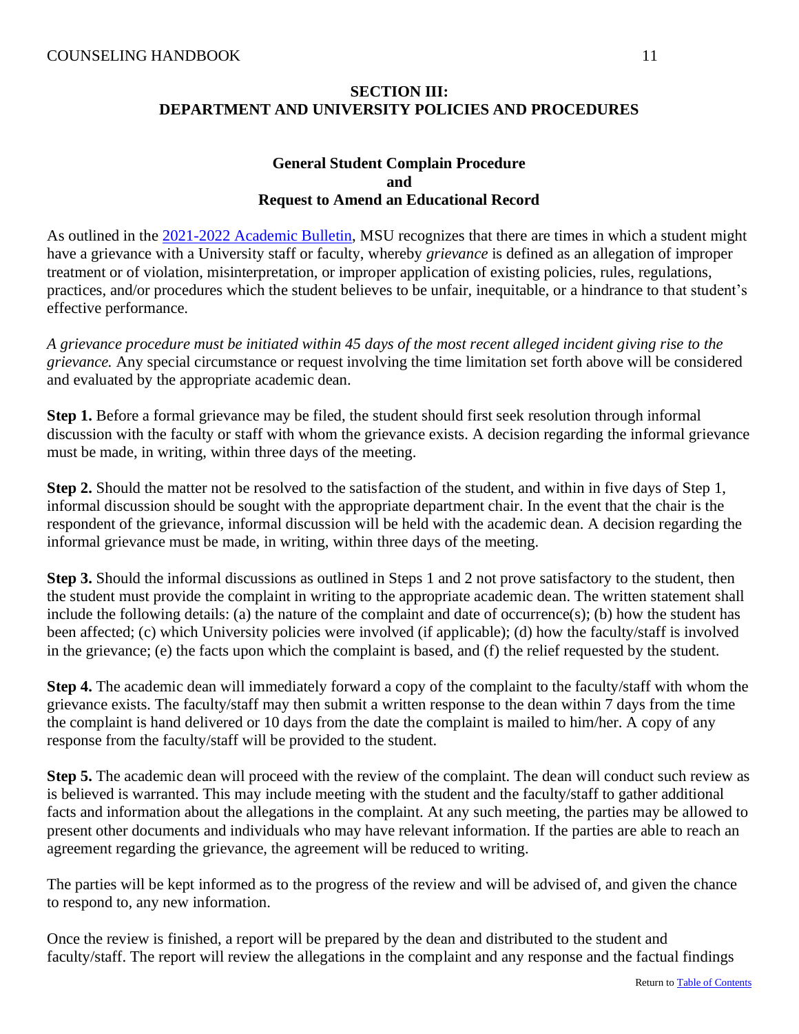## SECTION III: DEPARTMENT AND UNIVERSITY POLICIES AND PROCEDURES

### General Student Complain Procedure and Request to Amend an Educational Record

As outlined in the 2021-2022 Academic Bulletin, MSU recognizes that there are times in which a student might have a grievance with a University staff or faculty, whereby *grievance* is defined as an allegation of improper treatment or of violation, misinterpretation, or improper application of existing policies, rules, regulations, practices, and/or procedures which the student believes to be unfair, inequitable, or a hindrance to that student's effective performance.

*A grievance procedure must be initiated within 45 days of the most recent alleged incident giving rise to the grievance.* Any special circumstance or request involving the time limitation set forth above will be considered and evaluated by the appropriate academic dean.

**Step 1.** Before a formal grievance may be filed, the student should first seek resolution through informal discussion with the faculty or staff with whom the grievance exists. A decision regarding the informal grievance must be made, in writing, within three days of the meeting.

**Step 2.** Should the matter not be resolved to the satisfaction of the student, and within in five days of Step 1, informal discussion should be sought with the appropriate department chair. In the event that the chair is the respondent of the grievance, informal discussion will be held with the academic dean. A decision regarding the informal grievance must be made, in writing, within three days of the meeting.

**Step 3.** Should the informal discussions as outlined in Steps 1 and 2 not prove satisfactory to the student, then the student must provide the complaint in writing to the appropriate academic dean. The written statement shall include the following details: (a) the nature of the complaint and date of occurrence(s); (b) how the student has been affected; (c) which University policies were involved (if applicable); (d) how the faculty/staff is involved in the grievance; (e) the facts upon which the complaint is based, and (f) the relief requested by the student.

**Step 4.** The academic dean will immediately forward a copy of the complaint to the faculty/staff with whom the grievance exists. The faculty/staff may then submit a written response to the dean within 7 days from the time the complaint is hand delivered or 10 days from the date the complaint is mailed to him/her. A copy of any response from the faculty/staff will be provided to the student.

**Step 5.** The academic dean will proceed with the review of the complaint. The dean will conduct such review as is believed is warranted. This may include meeting with the student and the faculty/staff to gather additional facts and information about the allegations in the complaint. At any such meeting, the parties may be allowed to present other documents and individuals who may have relevant information. If the parties are able to reach an agreement regarding the grievance, the agreement will be reduced to writing.

The parties will be kept informed as to the progress of the review and will be advised of, and given the chance to respond to, any new information.

Once the review is finished, a report will be prepared by the dean and distributed to the student and faculty/staff. The report will review the allegations in the complaint and any response and the factual findings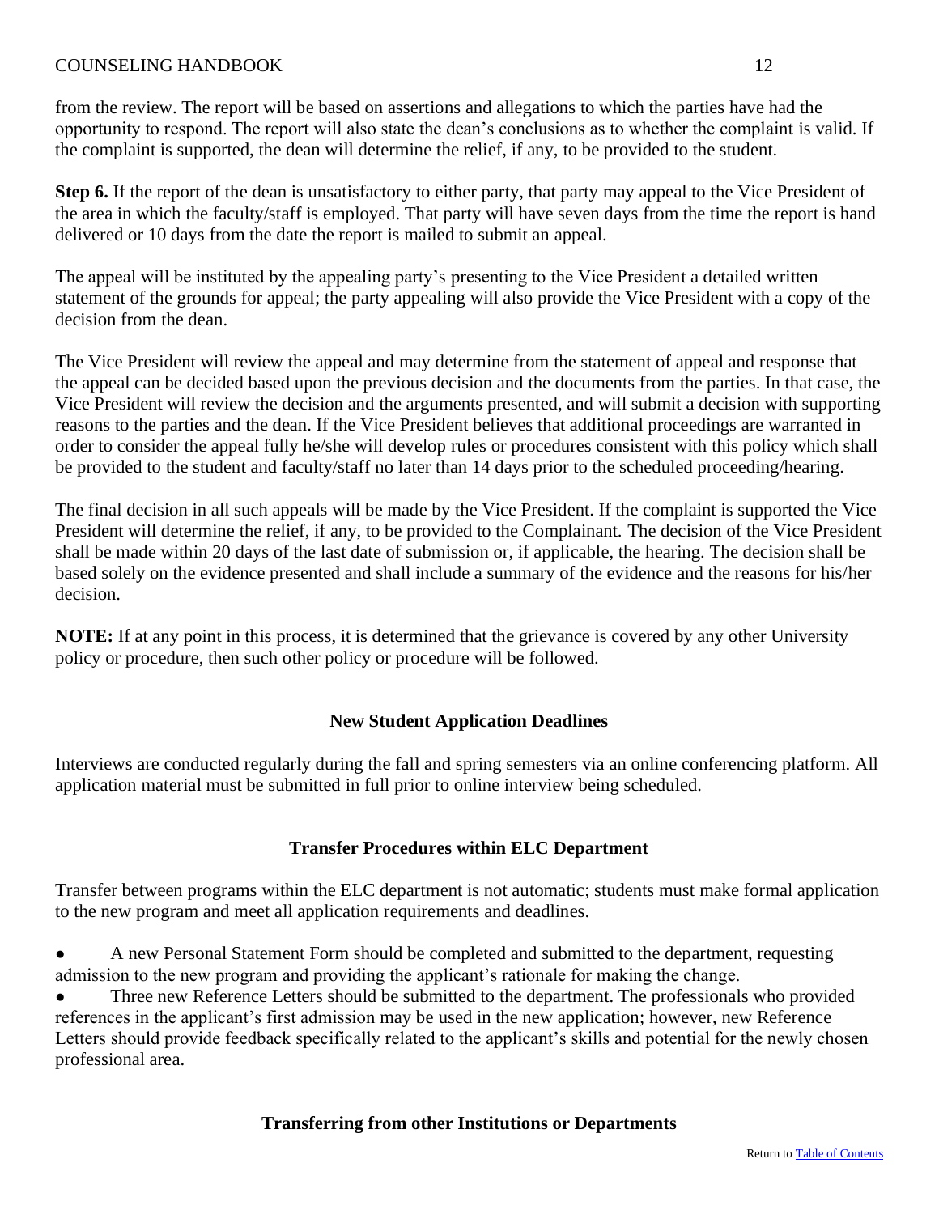from the review. The report will be based on assertions and allegations to which the parties have had the opportunity to respond. The report will also state the dean's conclusions as to whether the complaint is valid. If the complaint is supported, the dean will determine the relief, if any, to be provided to the student.

**Step 6.** If the report of the dean is unsatisfactory to either party, that party may appeal to the Vice President of the area in which the faculty/staff is employed. That party will have seven days from the time the report is hand delivered or 10 days from the date the report is mailed to submit an appeal.

The appeal will be instituted by the appealing party's presenting to the Vice President a detailed written statement of the grounds for appeal; the party appealing will also provide the Vice President with a copy of the decision from the dean.

The Vice President will review the appeal and may determine from the statement of appeal and response that the appeal can be decided based upon the previous decision and the documents from the parties. In that case, the Vice President will review the decision and the arguments presented, and will submit a decision with supporting reasons to the parties and the dean. If the Vice President believes that additional proceedings are warranted in order to consider the appeal fully he/she will develop rules or procedures consistent with this policy which shall be provided to the student and faculty/staff no later than 14 days prior to the scheduled proceeding/hearing.

The final decision in all such appeals will be made by the Vice President. If the complaint is supported the Vice President will determine the relief, if any, to be provided to the Complainant. The decision of the Vice President shall be made within 20 days of the last date of submission or, if applicable, the hearing. The decision shall be based solely on the evidence presented and shall include a summary of the evidence and the reasons for his/her decision.

**NOTE:** If at any point in this process, it is determined that the grievance is covered by any other University policy or procedure, then such other policy or procedure will be followed.

## New Student Application Deadlines

Interviews are conducted regularly during the fall and spring semesters via an online conferencing platform. All application material must be submitted in full prior to online interview being scheduled.

## Transfer Procedures within ELC Department

Transfer between programs within the ELC department is not automatic; students must make formal application to the new program and meet all application requirements and deadlines.

- A new Personal Statement Form should be completed and submitted to the department, requesting admission to the new program and providing the applicant's rationale for making the change.
- Three new Reference Letters should be submitted to the department. The professionals who provided references in the applicant's first admission may be used in the new application; however, new Reference Letters should provide feedback specifically related to the applicant's skills and potential for the newly chosen professional area.

## Transferring from other Institutions or Departments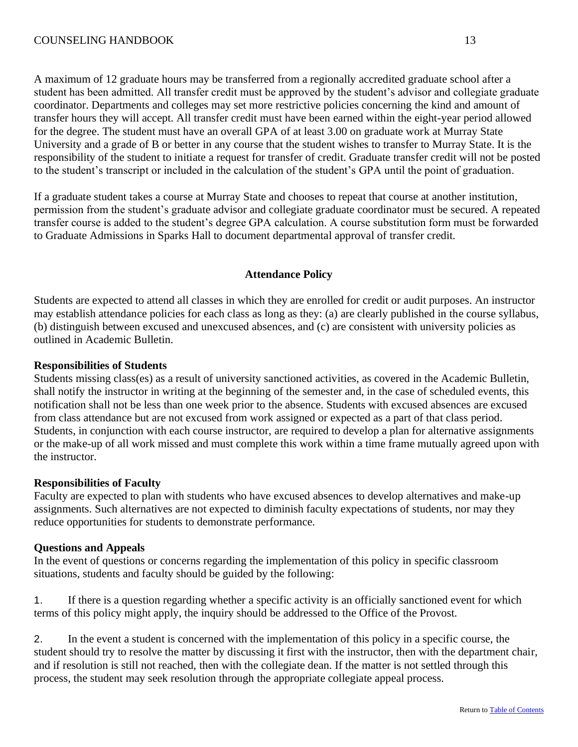A maximum of 12 graduate hours may be transferred from a regionally accredited graduate school after a student has been admitted. All transfer credit must be approved by the student's advisor and collegiate graduate coordinator. Departments and colleges may set more restrictive policies concerning the kind and amount of transfer hours they will accept. All transfer credit must have been earned within the eight-year period allowed for the degree. The student must have an overall GPA of at least 3.00 on graduate work at Murray State University and a grade of B or better in any course that the student wishes to transfer to Murray State. It is the responsibility of the student to initiate a request for transfer of credit. Graduate transfer credit will not be posted to the student's transcript or included in the calculation of the student's GPA until the point of graduation.

If a graduate student takes a course at Murray State and chooses to repeat that course at another institution, permission from the student's graduate advisor and collegiate graduate coordinator must be secured. A repeated transfer course is added to the student's degree GPA calculation. A course substitution form must be forwarded to Graduate Admissions in Sparks Hall to document departmental approval of transfer credit.

## Attendance Policy

Students are expected to attend all classes in which they are enrolled for credit or audit purposes. An instructor may establish attendance policies for each class as long as they: (a) are clearly published in the course syllabus, (b) distinguish between excused and unexcused absences, and (c) are consistent with university policies as outlined in Academic Bulletin.

**Responsibilities of Students**
Students missing class(es) as a result of university sanctioned activities, as covered in the Academic Bulletin, shall notify the instructor in writing at the beginning of the semester and, in the case of scheduled events, this notification shall not be less than one week prior to the absence. Students with excused absences are excused from class attendance but are not excused from work assigned or expected as a part of that class period. Students, in conjunction with each course instructor, are required to develop a plan for alternative assignments or the make-up of all work missed and must complete this work within a time frame mutually agreed upon with the instructor.

**Responsibilities of Faculty**
Faculty are expected to plan with students who have excused absences to develop alternatives and make-up assignments. Such alternatives are not expected to diminish faculty expectations of students, nor may they reduce opportunities for students to demonstrate performance.

**Questions and Appeals**
In the event of questions or concerns regarding the implementation of this policy in specific classroom situations, students and faculty should be guided by the following:

1. If there is a question regarding whether a specific activity is an officially sanctioned event for which terms of this policy might apply, the inquiry should be addressed to the Office of the Provost.

2. In the event a student is concerned with the implementation of this policy in a specific course, the student should try to resolve the matter by discussing it first with the instructor, then with the department chair, and if resolution is still not reached, then with the collegiate dean. If the matter is not settled through this process, the student may seek resolution through the appropriate collegiate appeal process.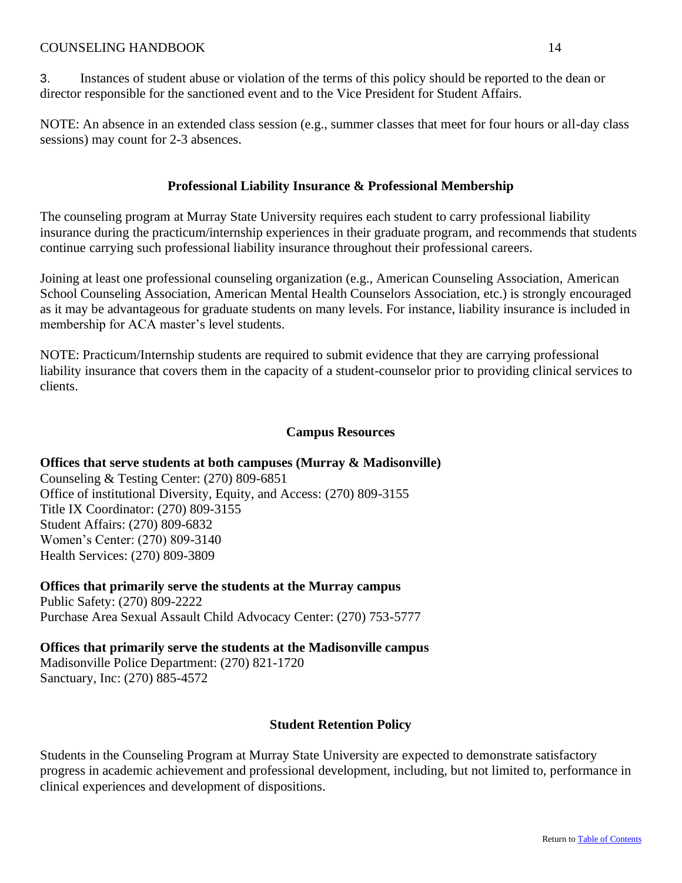3. Instances of student abuse or violation of the terms of this policy should be reported to the dean or director responsible for the sanctioned event and to the Vice President for Student Affairs.

NOTE: An absence in an extended class session (e.g., summer classes that meet for four hours or all-day class sessions) may count for 2-3 absences.

## Professional Liability Insurance & Professional Membership

The counseling program at Murray State University requires each student to carry professional liability insurance during the practicum/internship experiences in their graduate program, and recommends that students continue carrying such professional liability insurance throughout their professional careers.

Joining at least one professional counseling organization (e.g., American Counseling Association, American School Counseling Association, American Mental Health Counselors Association, etc.) is strongly encouraged as it may be advantageous for graduate students on many levels. For instance, liability insurance is included in membership for ACA master's level students.

NOTE: Practicum/Internship students are required to submit evidence that they are carrying professional liability insurance that covers them in the capacity of a student-counselor prior to providing clinical services to clients.

## Campus Resources

**Offices that serve students at both campuses (Murray & Madisonville)**
Counseling & Testing Center: (270) 809-6851
Office of institutional Diversity, Equity, and Access: (270) 809-3155
Title IX Coordinator: (270) 809-3155
Student Affairs: (270) 809-6832
Women's Center: (270) 809-3140
Health Services: (270) 809-3809

**Offices that primarily serve the students at the Murray campus**
Public Safety: (270) 809-2222
Purchase Area Sexual Assault Child Advocacy Center: (270) 753-5777

**Offices that primarily serve the students at the Madisonville campus**
Madisonville Police Department: (270) 821-1720
Sanctuary, Inc: (270) 885-4572

## Student Retention Policy

Students in the Counseling Program at Murray State University are expected to demonstrate satisfactory progress in academic achievement and professional development, including, but not limited to, performance in clinical experiences and development of dispositions.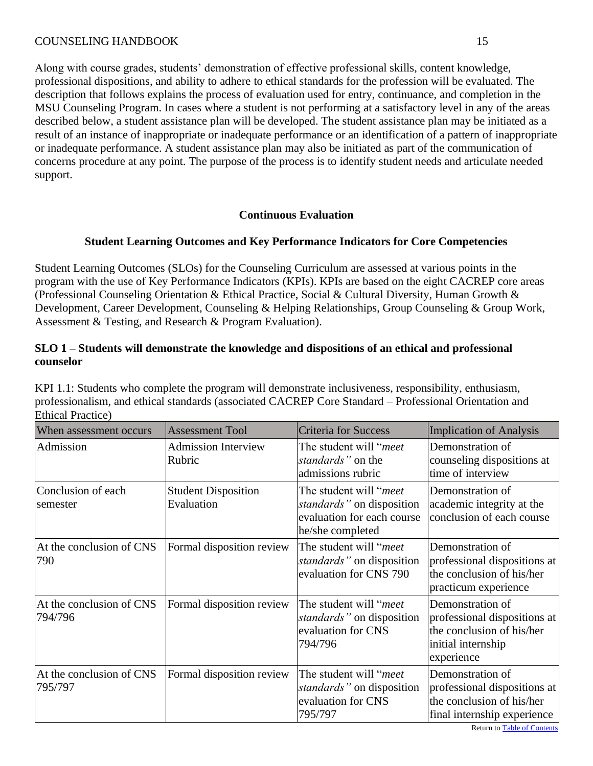Along with course grades, students' demonstration of effective professional skills, content knowledge, professional dispositions, and ability to adhere to ethical standards for the profession will be evaluated. The description that follows explains the process of evaluation used for entry, continuance, and completion in the MSU Counseling Program. In cases where a student is not performing at a satisfactory level in any of the areas described below, a student assistance plan will be developed. The student assistance plan may be initiated as a result of an instance of inappropriate or inadequate performance or an identification of a pattern of inappropriate or inadequate performance. A student assistance plan may also be initiated as part of the communication of concerns procedure at any point. The purpose of the process is to identify student needs and articulate needed support.

## Continuous Evaluation

### Student Learning Outcomes and Key Performance Indicators for Core Competencies

Student Learning Outcomes (SLOs) for the Counseling Curriculum are assessed at various points in the program with the use of Key Performance Indicators (KPIs). KPIs are based on the eight CACREP core areas (Professional Counseling Orientation & Ethical Practice, Social & Cultural Diversity, Human Growth & Development, Career Development, Counseling & Helping Relationships, Group Counseling & Group Work, Assessment & Testing, and Research & Program Evaluation).

**SLO 1 – Students will demonstrate the knowledge and dispositions of an ethical and professional counselor**

KPI 1.1: Students who complete the program will demonstrate inclusiveness, responsibility, enthusiasm, professionalism, and ethical standards (associated CACREP Core Standard – Professional Orientation and Ethical Practice)

| When assessment occurs | Assessment Tool | Criteria for Success | Implication of Analysis |
|---|---|---|---|
| Admission | Admission Interview Rubric | The student will "*meet standards*" on the admissions rubric | Demonstration of counseling dispositions at time of interview |
| Conclusion of each semester | Student Disposition Evaluation | The student will "*meet standards*" on disposition evaluation for each course he/she completed | Demonstration of academic integrity at the conclusion of each course |
| At the conclusion of CNS 790 | Formal disposition review | The student will "*meet standards*" on disposition evaluation for CNS 790 | Demonstration of professional dispositions at the conclusion of his/her practicum experience |
| At the conclusion of CNS 794/796 | Formal disposition review | The student will "*meet standards*" on disposition evaluation for CNS 794/796 | Demonstration of professional dispositions at the conclusion of his/her initial internship experience |
| At the conclusion of CNS 795/797 | Formal disposition review | The student will "*meet standards*" on disposition evaluation for CNS 795/797 | Demonstration of professional dispositions at the conclusion of his/her final internship experience |

Return to Table of Contents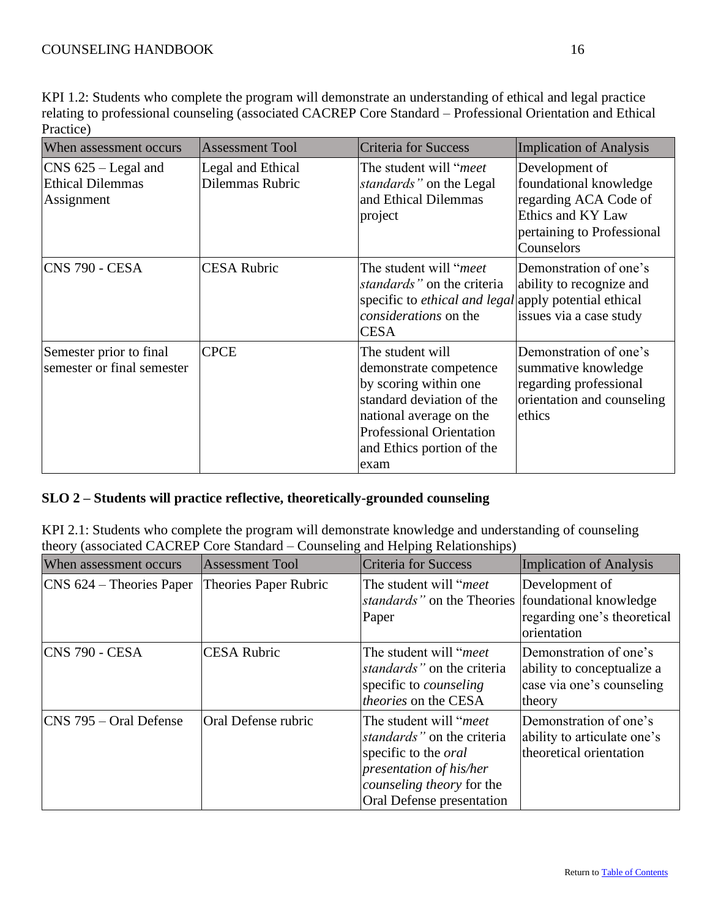KPI 1.2: Students who complete the program will demonstrate an understanding of ethical and legal practice relating to professional counseling (associated CACREP Core Standard – Professional Orientation and Ethical Practice)

| When assessment occurs | Assessment Tool | Criteria for Success | Implication of Analysis |
|---|---|---|---|
| CNS 625 – Legal and Ethical Dilemmas Assignment | Legal and Ethical Dilemmas Rubric | The student will "*meet standards*" on the Legal and Ethical Dilemmas project | Development of foundational knowledge regarding ACA Code of Ethics and KY Law pertaining to Professional Counselors |
| CNS 790 - CESA | CESA Rubric | The student will "*meet standards*" on the criteria specific to *ethical and legal considerations* on the CESA | Demonstration of one's ability to recognize and apply potential ethical issues via a case study |
| Semester prior to final semester or final semester | CPCE | The student will demonstrate competence by scoring within one standard deviation of the national average on the Professional Orientation and Ethics portion of the exam | Demonstration of one's summative knowledge regarding professional orientation and counseling ethics |

**SLO 2 – Students will practice reflective, theoretically-grounded counseling**

KPI 2.1: Students who complete the program will demonstrate knowledge and understanding of counseling theory (associated CACREP Core Standard – Counseling and Helping Relationships)

| When assessment occurs | Assessment Tool | Criteria for Success | Implication of Analysis |
|---|---|---|---|
| CNS 624 – Theories Paper | Theories Paper Rubric | The student will "*meet standards*" on the Theories Paper | Development of foundational knowledge regarding one's theoretical orientation |
| CNS 790 - CESA | CESA Rubric | The student will "*meet standards*" on the criteria specific to *counseling theories* on the CESA | Demonstration of one's ability to conceptualize a case via one's counseling theory |
| CNS 795 – Oral Defense | Oral Defense rubric | The student will "*meet standards*" on the criteria specific to the *oral presentation of his/her counseling theory* for the Oral Defense presentation | Demonstration of one's ability to articulate one's theoretical orientation |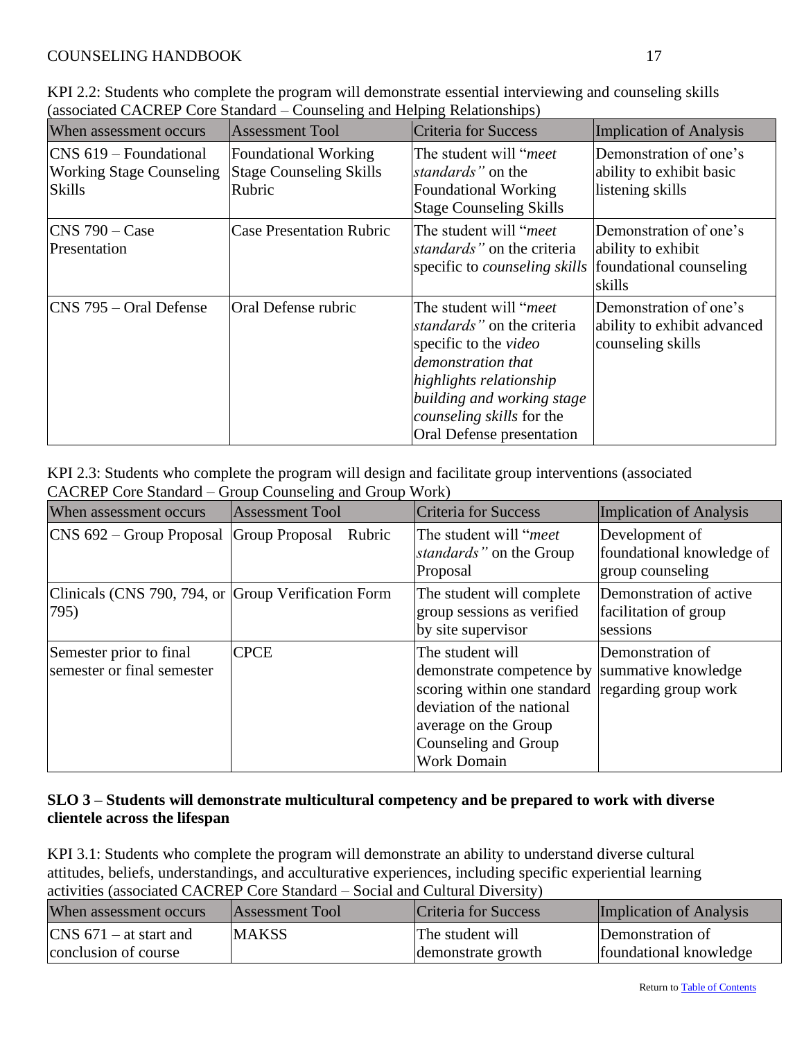KPI 2.2: Students who complete the program will demonstrate essential interviewing and counseling skills (associated CACREP Core Standard – Counseling and Helping Relationships)

| When assessment occurs | Assessment Tool | Criteria for Success | Implication of Analysis |
| --- | --- | --- | --- |
| CNS 619 – Foundational Working Stage Counseling Skills | Foundational Working Stage Counseling Skills Rubric | The student will "*meet standards"* on the Foundational Working Stage Counseling Skills | Demonstration of one's ability to exhibit basic listening skills |
| CNS 790 – Case Presentation | Case Presentation Rubric | The student will "*meet standards"* on the criteria specific to *counseling skills* | Demonstration of one's ability to exhibit foundational counseling skills |
| CNS 795 – Oral Defense | Oral Defense rubric | The student will "*meet standards"* on the criteria specific to the *video demonstration that highlights relationship building and working stage counseling skills* for the Oral Defense presentation | Demonstration of one's ability to exhibit advanced counseling skills |

KPI 2.3: Students who complete the program will design and facilitate group interventions (associated CACREP Core Standard – Group Counseling and Group Work)

| When assessment occurs | Assessment Tool | Criteria for Success | Implication of Analysis |
| --- | --- | --- | --- |
| CNS 692 – Group Proposal | Group Proposal Rubric | The student will "*meet standards"* on the Group Proposal | Development of foundational knowledge of group counseling |
| Clinicals (CNS 790, 794, or 795) | Group Verification Form | The student will complete group sessions as verified by site supervisor | Demonstration of active facilitation of group sessions |
| Semester prior to final semester or final semester | CPCE | The student will demonstrate competence by scoring within one standard deviation of the national average on the Group Counseling and Group Work Domain | Demonstration of summative knowledge regarding group work |

**SLO 3 – Students will demonstrate multicultural competency and be prepared to work with diverse clientele across the lifespan**

KPI 3.1: Students who complete the program will demonstrate an ability to understand diverse cultural attitudes, beliefs, understandings, and acculturative experiences, including specific experiential learning activities (associated CACREP Core Standard – Social and Cultural Diversity)

| When assessment occurs | Assessment Tool | Criteria for Success | Implication of Analysis |
| --- | --- | --- | --- |
| CNS 671 – at start and conclusion of course | MAKSS | The student will demonstrate growth | Demonstration of foundational knowledge |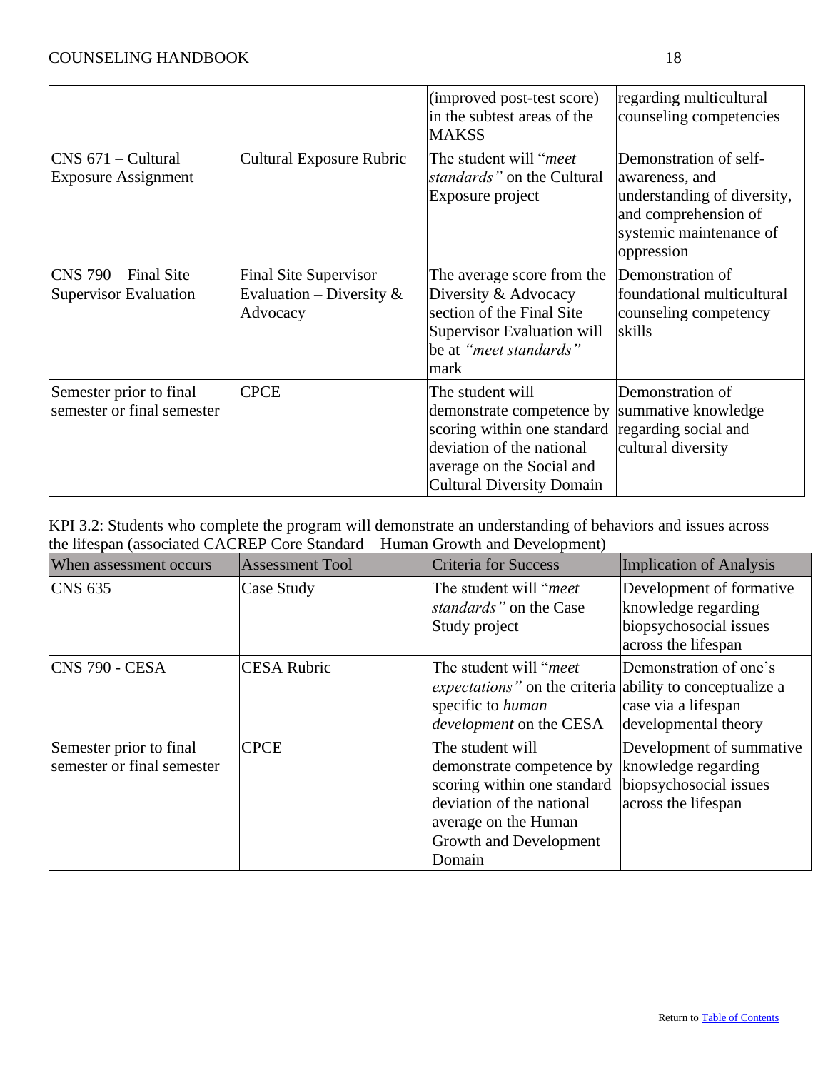|  |  | (improved post-test score) in the subtest areas of the MAKSS | regarding multicultural counseling competencies |
|---|---|---|---|
| CNS 671 – Cultural Exposure Assignment | Cultural Exposure Rubric | The student will "*meet standards"* on the Cultural Exposure project | Demonstration of self-awareness, and understanding of diversity, and comprehension of systemic maintenance of oppression |
| CNS 790 – Final Site Supervisor Evaluation | Final Site Supervisor Evaluation – Diversity & Advocacy | The average score from the Diversity & Advocacy section of the Final Site Supervisor Evaluation will be at *"meet standards"* mark | Demonstration of foundational multicultural counseling competency skills |
| Semester prior to final semester or final semester | CPCE | The student will demonstrate competence by scoring within one standard deviation of the national average on the Social and Cultural Diversity Domain | Demonstration of summative knowledge regarding social and cultural diversity |

KPI 3.2: Students who complete the program will demonstrate an understanding of behaviors and issues across the lifespan (associated CACREP Core Standard – Human Growth and Development)

| When assessment occurs | Assessment Tool | Criteria for Success | Implication of Analysis |
|---|---|---|---|
| CNS 635 | Case Study | The student will "*meet standards"* on the Case Study project | Development of formative knowledge regarding biopsychosocial issues across the lifespan |
| CNS 790 - CESA | CESA Rubric | The student will "*meet expectations"* on the criteria specific to *human development* on the CESA | Demonstration of one's ability to conceptualize a case via a lifespan developmental theory |
| Semester prior to final semester or final semester | CPCE | The student will demonstrate competence by scoring within one standard deviation of the national average on the Human Growth and Development Domain | Development of summative knowledge regarding biopsychosocial issues across the lifespan |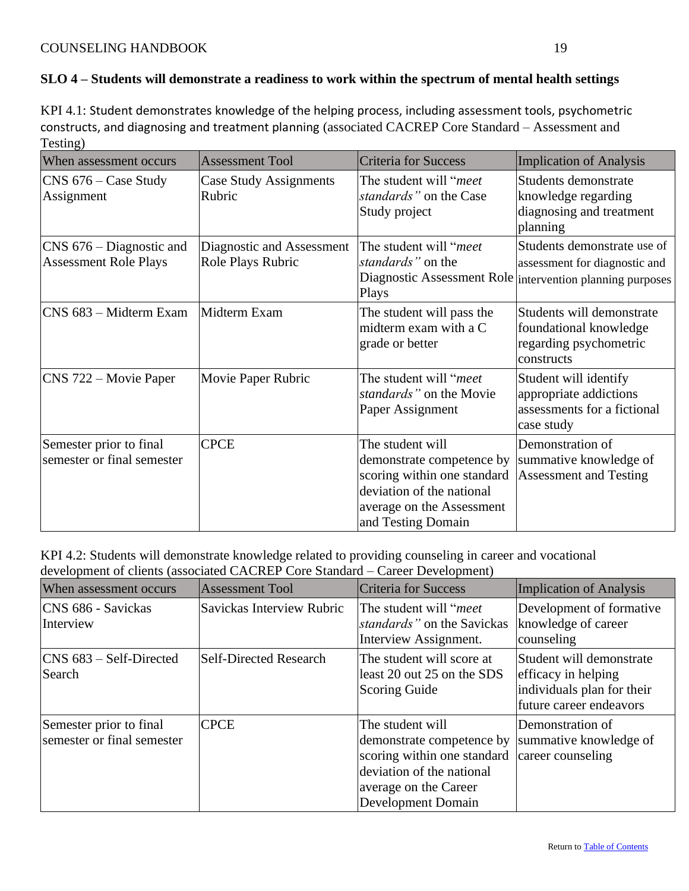**SLO 4 – Students will demonstrate a readiness to work within the spectrum of mental health settings**

KPI 4.1: Student demonstrates knowledge of the helping process, including assessment tools, psychometric constructs, and diagnosing and treatment planning (associated CACREP Core Standard – Assessment and Testing)

| When assessment occurs | Assessment Tool | Criteria for Success | Implication of Analysis |
|---|---|---|---|
| CNS 676 – Case Study Assignment | Case Study Assignments Rubric | The student will "*meet standards"* on the Case Study project | Students demonstrate knowledge regarding diagnosing and treatment planning |
| CNS 676 – Diagnostic and Assessment Role Plays | Diagnostic and Assessment Role Plays Rubric | The student will "*meet standards"* on the Diagnostic Assessment Role Plays | Students demonstrate use of assessment for diagnostic and intervention planning purposes |
| CNS 683 – Midterm Exam | Midterm Exam | The student will pass the midterm exam with a C grade or better | Students will demonstrate foundational knowledge regarding psychometric constructs |
| CNS 722 – Movie Paper | Movie Paper Rubric | The student will "*meet standards"* on the Movie Paper Assignment | Student will identify appropriate addictions assessments for a fictional case study |
| Semester prior to final semester or final semester | CPCE | The student will demonstrate competence by scoring within one standard deviation of the national average on the Assessment and Testing Domain | Demonstration of summative knowledge of Assessment and Testing |

KPI 4.2: Students will demonstrate knowledge related to providing counseling in career and vocational development of clients (associated CACREP Core Standard – Career Development)

| When assessment occurs | Assessment Tool | Criteria for Success | Implication of Analysis |
|---|---|---|---|
| CNS 686 - Savickas Interview | Savickas Interview Rubric | The student will "*meet standards"* on the Savickas Interview Assignment. | Development of formative knowledge of career counseling |
| CNS 683 – Self-Directed Search | Self-Directed Research | The student will score at least 20 out 25 on the SDS Scoring Guide | Student will demonstrate efficacy in helping individuals plan for their future career endeavors |
| Semester prior to final semester or final semester | CPCE | The student will demonstrate competence by scoring within one standard deviation of the national average on the Career Development Domain | Demonstration of summative knowledge of career counseling |

Return to Table of Contents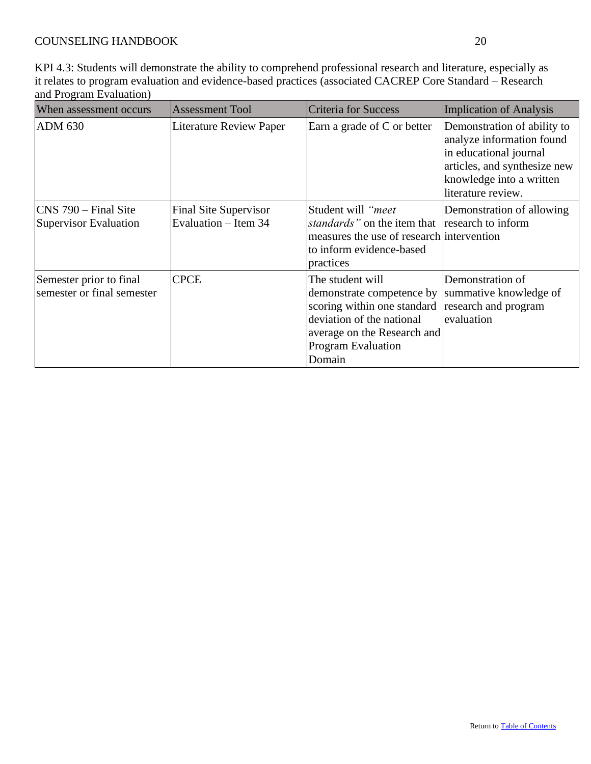KPI 4.3: Students will demonstrate the ability to comprehend professional research and literature, especially as it relates to program evaluation and evidence-based practices (associated CACREP Core Standard – Research and Program Evaluation)

| When assessment occurs | Assessment Tool | Criteria for Success | Implication of Analysis |
| --- | --- | --- | --- |
| ADM 630 | Literature Review Paper | Earn a grade of C or better | Demonstration of ability to analyze information found in educational journal articles, and synthesize new knowledge into a written literature review. |
| CNS 790 – Final Site Supervisor Evaluation | Final Site Supervisor Evaluation – Item 34 | Student will *"meet standards"* on the item that measures the use of research to inform evidence-based practices | Demonstration of allowing research to inform intervention |
| Semester prior to final semester or final semester | CPCE | The student will demonstrate competence by scoring within one standard deviation of the national average on the Research and Program Evaluation Domain | Demonstration of summative knowledge of research and program evaluation |

Return to Table of Contents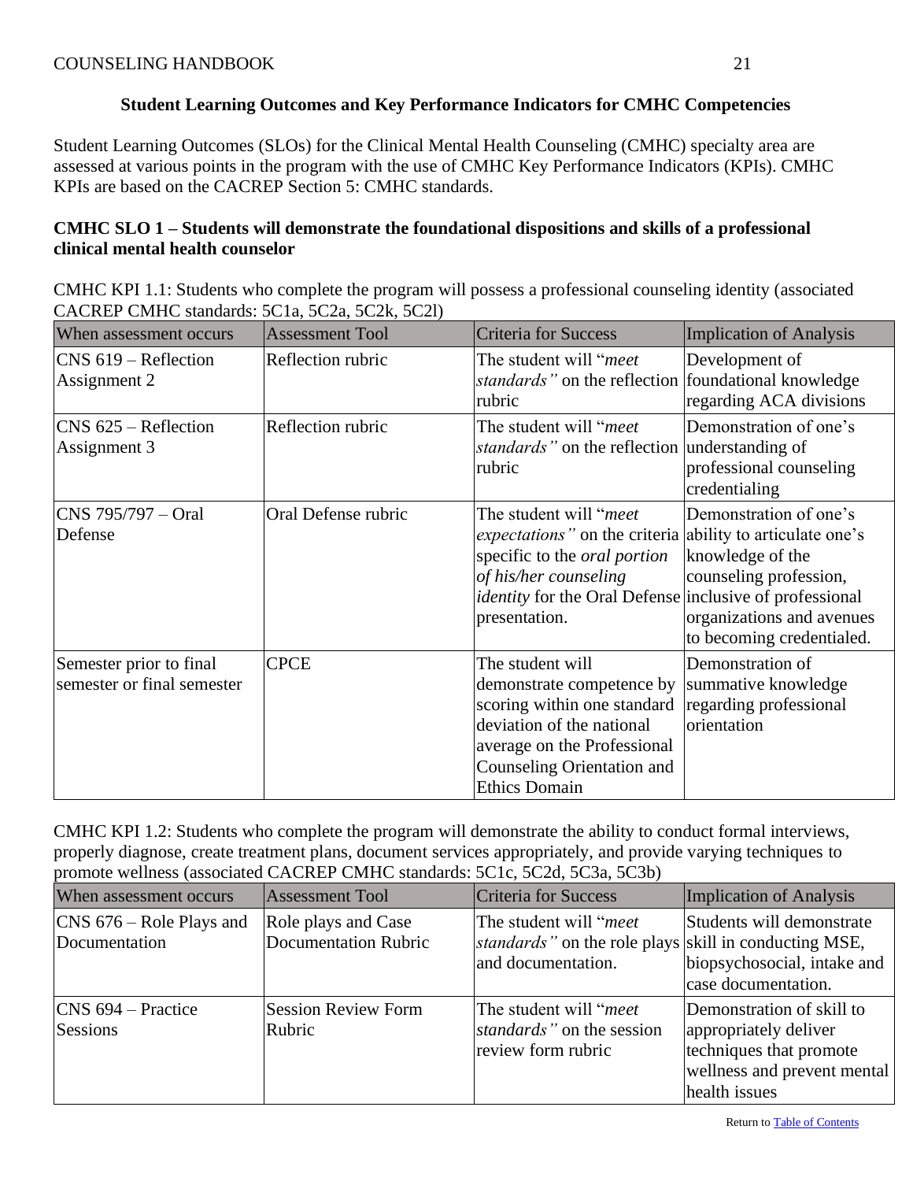### Student Learning Outcomes and Key Performance Indicators for CMHC Competencies

Student Learning Outcomes (SLOs) for the Clinical Mental Health Counseling (CMHC) specialty area are assessed at various points in the program with the use of CMHC Key Performance Indicators (KPIs). CMHC KPIs are based on the CACREP Section 5: CMHC standards.

**CMHC SLO 1 – Students will demonstrate the foundational dispositions and skills of a professional clinical mental health counselor**

CMHC KPI 1.1: Students who complete the program will possess a professional counseling identity (associated CACREP CMHC standards: 5C1a, 5C2a, 5C2k, 5C2l)

| When assessment occurs | Assessment Tool | Criteria for Success | Implication of Analysis |
| --- | --- | --- | --- |
| CNS 619 – Reflection Assignment 2 | Reflection rubric | The student will "*meet standards"* on the reflection rubric | Development of foundational knowledge regarding ACA divisions |
| CNS 625 – Reflection Assignment 3 | Reflection rubric | The student will "*meet standards"* on the reflection rubric | Demonstration of one's understanding of professional counseling credentialing |
| CNS 795/797 – Oral Defense | Oral Defense rubric | The student will "*meet expectations"* on the criteria specific to the *oral portion of his/her counseling identity* for the Oral Defense presentation. | Demonstration of one's ability to articulate one's knowledge of the counseling profession, inclusive of professional organizations and avenues to becoming credentialed. |
| Semester prior to final semester or final semester | CPCE | The student will demonstrate competence by scoring within one standard deviation of the national average on the Professional Counseling Orientation and Ethics Domain | Demonstration of summative knowledge regarding professional orientation |

CMHC KPI 1.2: Students who complete the program will demonstrate the ability to conduct formal interviews, properly diagnose, create treatment plans, document services appropriately, and provide varying techniques to promote wellness (associated CACREP CMHC standards: 5C1c, 5C2d, 5C3a, 5C3b)

| When assessment occurs | Assessment Tool | Criteria for Success | Implication of Analysis |
| --- | --- | --- | --- |
| CNS 676 – Role Plays and Documentation | Role plays and Case Documentation Rubric | The student will "*meet standards"* on the role plays and documentation. | Students will demonstrate skill in conducting MSE, biopsychosocial, intake and case documentation. |
| CNS 694 – Practice Sessions | Session Review Form Rubric | The student will "*meet standards"* on the session review form rubric | Demonstration of skill to appropriately deliver techniques that promote wellness and prevent mental health issues |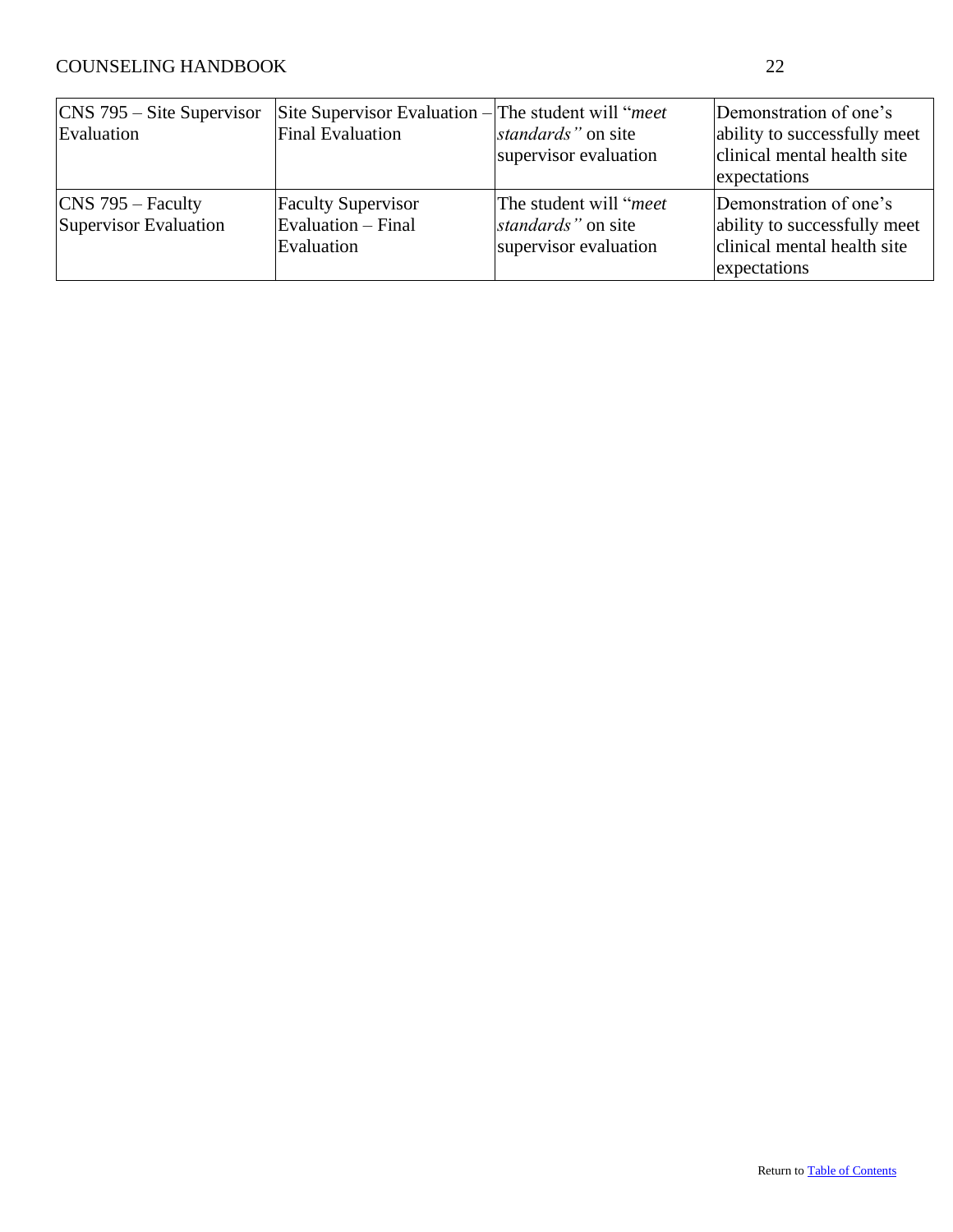| CNS 795 – Site Supervisor Evaluation | Site Supervisor Evaluation – Final Evaluation | The student will "*meet standards"* on site supervisor evaluation | Demonstration of one's ability to successfully meet clinical mental health site expectations |
|---|---|---|---|
| CNS 795 – Faculty Supervisor Evaluation | Faculty Supervisor Evaluation – Final Evaluation | The student will "*meet standards"* on site supervisor evaluation | Demonstration of one's ability to successfully meet clinical mental health site expectations |

Return to Table of Contents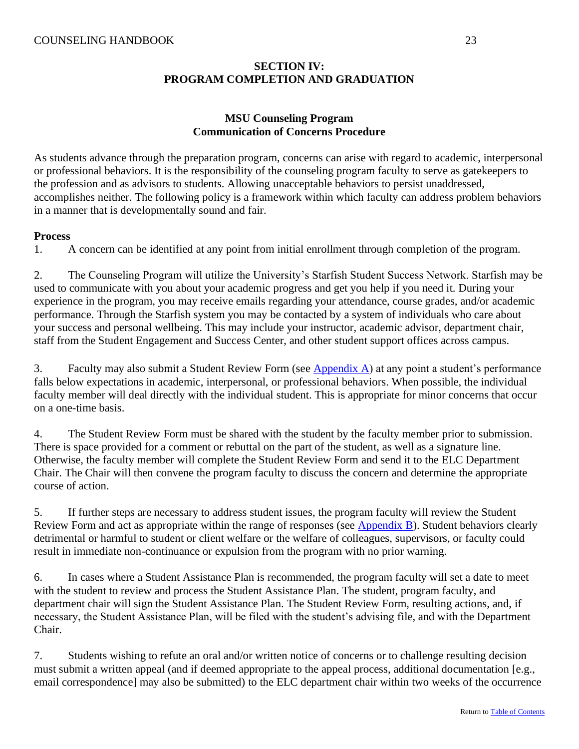## SECTION IV: PROGRAM COMPLETION AND GRADUATION

### MSU Counseling Program Communication of Concerns Procedure

As students advance through the preparation program, concerns can arise with regard to academic, interpersonal or professional behaviors. It is the responsibility of the counseling program faculty to serve as gatekeepers to the profession and as advisors to students. Allowing unacceptable behaviors to persist unaddressed, accomplishes neither. The following policy is a framework within which faculty can address problem behaviors in a manner that is developmentally sound and fair.

**Process**

1. A concern can be identified at any point from initial enrollment through completion of the program.

2. The Counseling Program will utilize the University's Starfish Student Success Network. Starfish may be used to communicate with you about your academic progress and get you help if you need it. During your experience in the program, you may receive emails regarding your attendance, course grades, and/or academic performance. Through the Starfish system you may be contacted by a system of individuals who care about your success and personal wellbeing. This may include your instructor, academic advisor, department chair, staff from the Student Engagement and Success Center, and other student support offices across campus.

3. Faculty may also submit a Student Review Form (see Appendix A) at any point a student's performance falls below expectations in academic, interpersonal, or professional behaviors. When possible, the individual faculty member will deal directly with the individual student. This is appropriate for minor concerns that occur on a one-time basis.

4. The Student Review Form must be shared with the student by the faculty member prior to submission. There is space provided for a comment or rebuttal on the part of the student, as well as a signature line. Otherwise, the faculty member will complete the Student Review Form and send it to the ELC Department Chair. The Chair will then convene the program faculty to discuss the concern and determine the appropriate course of action.

5. If further steps are necessary to address student issues, the program faculty will review the Student Review Form and act as appropriate within the range of responses (see Appendix B). Student behaviors clearly detrimental or harmful to student or client welfare or the welfare of colleagues, supervisors, or faculty could result in immediate non-continuance or expulsion from the program with no prior warning.

6. In cases where a Student Assistance Plan is recommended, the program faculty will set a date to meet with the student to review and process the Student Assistance Plan. The student, program faculty, and department chair will sign the Student Assistance Plan. The Student Review Form, resulting actions, and, if necessary, the Student Assistance Plan, will be filed with the student's advising file, and with the Department Chair.

7. Students wishing to refute an oral and/or written notice of concerns or to challenge resulting decision must submit a written appeal (and if deemed appropriate to the appeal process, additional documentation [e.g., email correspondence] may also be submitted) to the ELC department chair within two weeks of the occurrence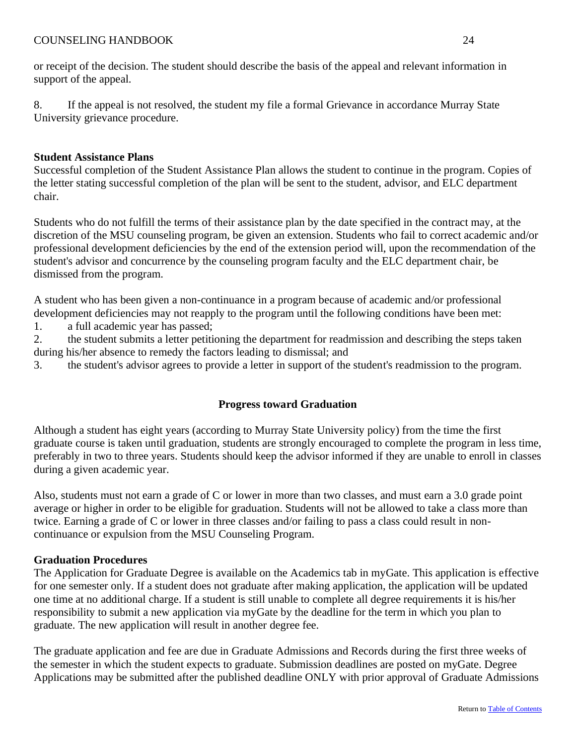or receipt of the decision. The student should describe the basis of the appeal and relevant information in support of the appeal.

8. If the appeal is not resolved, the student my file a formal Grievance in accordance Murray State University grievance procedure.

**Student Assistance Plans**

Successful completion of the Student Assistance Plan allows the student to continue in the program. Copies of the letter stating successful completion of the plan will be sent to the student, advisor, and ELC department chair.

Students who do not fulfill the terms of their assistance plan by the date specified in the contract may, at the discretion of the MSU counseling program, be given an extension. Students who fail to correct academic and/or professional development deficiencies by the end of the extension period will, upon the recommendation of the student's advisor and concurrence by the counseling program faculty and the ELC department chair, be dismissed from the program.

A student who has been given a non-continuance in a program because of academic and/or professional development deficiencies may not reapply to the program until the following conditions have been met:

1. a full academic year has passed;
2. the student submits a letter petitioning the department for readmission and describing the steps taken during his/her absence to remedy the factors leading to dismissal; and
3. the student's advisor agrees to provide a letter in support of the student's readmission to the program.

## Progress toward Graduation

Although a student has eight years (according to Murray State University policy) from the time the first graduate course is taken until graduation, students are strongly encouraged to complete the program in less time, preferably in two to three years. Students should keep the advisor informed if they are unable to enroll in classes during a given academic year.

Also, students must not earn a grade of C or lower in more than two classes, and must earn a 3.0 grade point average or higher in order to be eligible for graduation. Students will not be allowed to take a class more than twice. Earning a grade of C or lower in three classes and/or failing to pass a class could result in non-continuance or expulsion from the MSU Counseling Program.

**Graduation Procedures**

The Application for Graduate Degree is available on the Academics tab in myGate. This application is effective for one semester only. If a student does not graduate after making application, the application will be updated one time at no additional charge. If a student is still unable to complete all degree requirements it is his/her responsibility to submit a new application via myGate by the deadline for the term in which you plan to graduate. The new application will result in another degree fee.

The graduate application and fee are due in Graduate Admissions and Records during the first three weeks of the semester in which the student expects to graduate. Submission deadlines are posted on myGate. Degree Applications may be submitted after the published deadline ONLY with prior approval of Graduate Admissions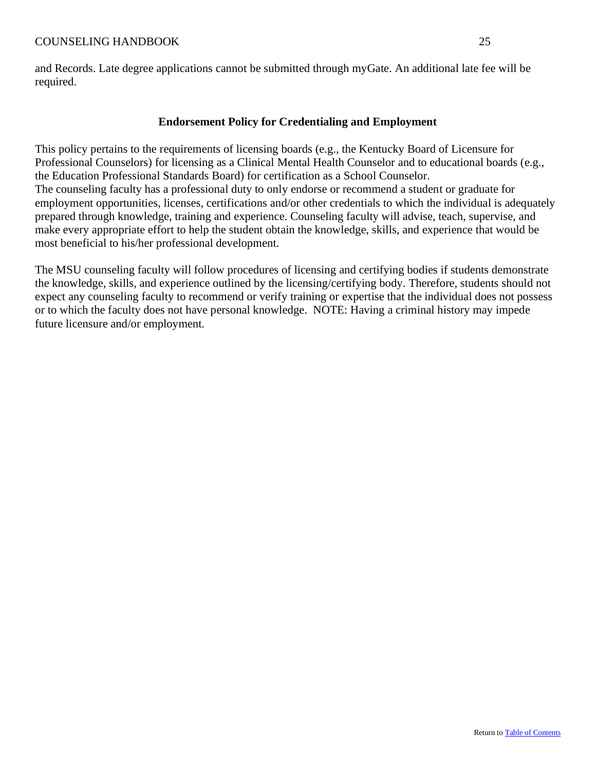and Records. Late degree applications cannot be submitted through myGate. An additional late fee will be required.

## Endorsement Policy for Credentialing and Employment

This policy pertains to the requirements of licensing boards (e.g., the Kentucky Board of Licensure for Professional Counselors) for licensing as a Clinical Mental Health Counselor and to educational boards (e.g., the Education Professional Standards Board) for certification as a School Counselor.
The counseling faculty has a professional duty to only endorse or recommend a student or graduate for employment opportunities, licenses, certifications and/or other credentials to which the individual is adequately prepared through knowledge, training and experience. Counseling faculty will advise, teach, supervise, and make every appropriate effort to help the student obtain the knowledge, skills, and experience that would be most beneficial to his/her professional development.

The MSU counseling faculty will follow procedures of licensing and certifying bodies if students demonstrate the knowledge, skills, and experience outlined by the licensing/certifying body. Therefore, students should not expect any counseling faculty to recommend or verify training or expertise that the individual does not possess or to which the faculty does not have personal knowledge. NOTE: Having a criminal history may impede future licensure and/or employment.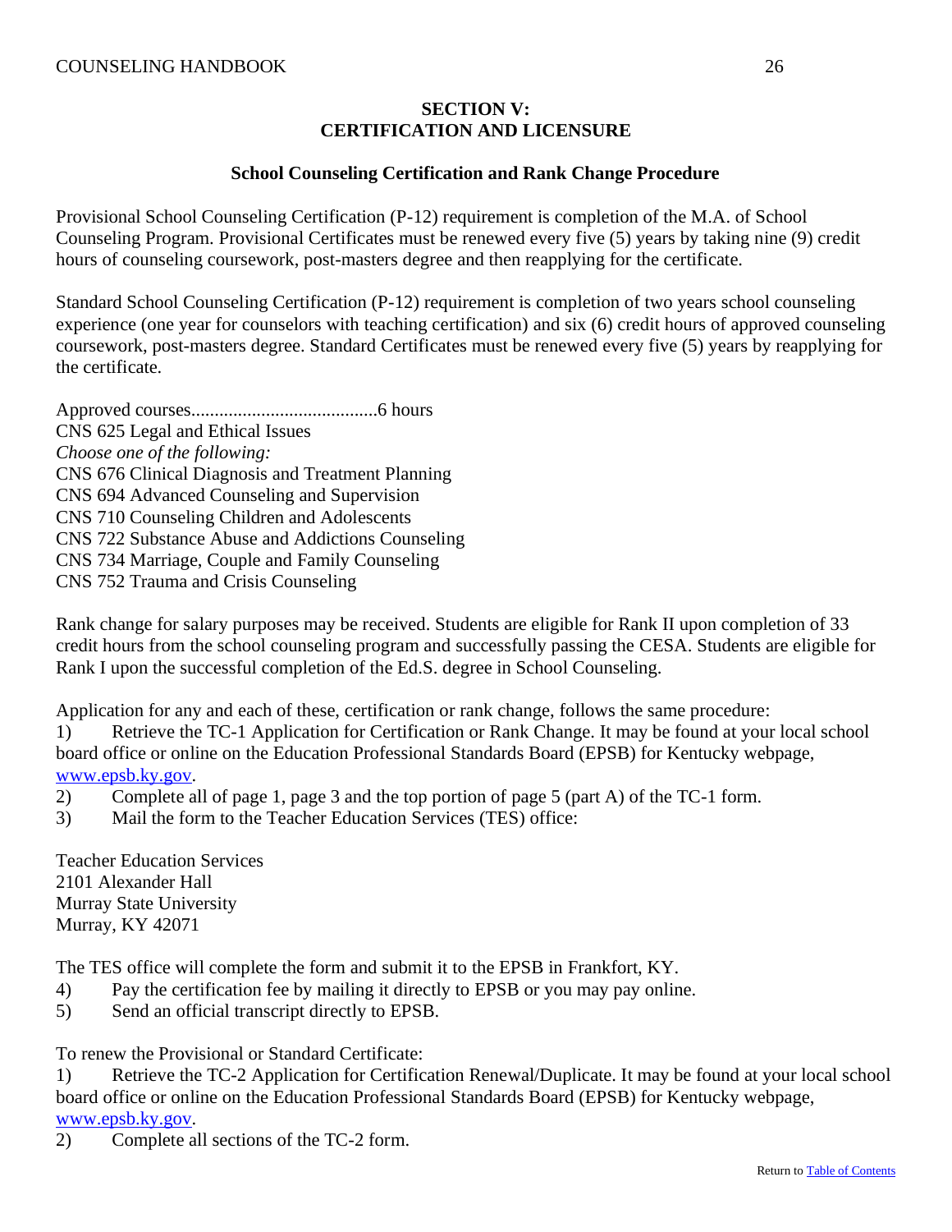## SECTION V: CERTIFICATION AND LICENSURE

### School Counseling Certification and Rank Change Procedure

Provisional School Counseling Certification (P-12) requirement is completion of the M.A. of School Counseling Program. Provisional Certificates must be renewed every five (5) years by taking nine (9) credit hours of counseling coursework, post-masters degree and then reapplying for the certificate.

Standard School Counseling Certification (P-12) requirement is completion of two years school counseling experience (one year for counselors with teaching certification) and six (6) credit hours of approved counseling coursework, post-masters degree. Standard Certificates must be renewed every five (5) years by reapplying for the certificate.

Approved courses........................................6 hours
CNS 625 Legal and Ethical Issues
*Choose one of the following:*
CNS 676 Clinical Diagnosis and Treatment Planning
CNS 694 Advanced Counseling and Supervision
CNS 710 Counseling Children and Adolescents
CNS 722 Substance Abuse and Addictions Counseling
CNS 734 Marriage, Couple and Family Counseling
CNS 752 Trauma and Crisis Counseling

Rank change for salary purposes may be received. Students are eligible for Rank II upon completion of 33 credit hours from the school counseling program and successfully passing the CESA. Students are eligible for Rank I upon the successful completion of the Ed.S. degree in School Counseling.

Application for any and each of these, certification or rank change, follows the same procedure:

1) Retrieve the TC-1 Application for Certification or Rank Change. It may be found at your local school board office or online on the Education Professional Standards Board (EPSB) for Kentucky webpage, [www.epsb.ky.gov](http://www.epsb.ky.gov).
2) Complete all of page 1, page 3 and the top portion of page 5 (part A) of the TC-1 form.
3) Mail the form to the Teacher Education Services (TES) office:

Teacher Education Services
2101 Alexander Hall
Murray State University
Murray, KY 42071

The TES office will complete the form and submit it to the EPSB in Frankfort, KY.

4) Pay the certification fee by mailing it directly to EPSB or you may pay online.
5) Send an official transcript directly to EPSB.

To renew the Provisional or Standard Certificate:

1) Retrieve the TC-2 Application for Certification Renewal/Duplicate. It may be found at your local school board office or online on the Education Professional Standards Board (EPSB) for Kentucky webpage, [www.epsb.ky.gov](http://www.epsb.ky.gov).
2) Complete all sections of the TC-2 form.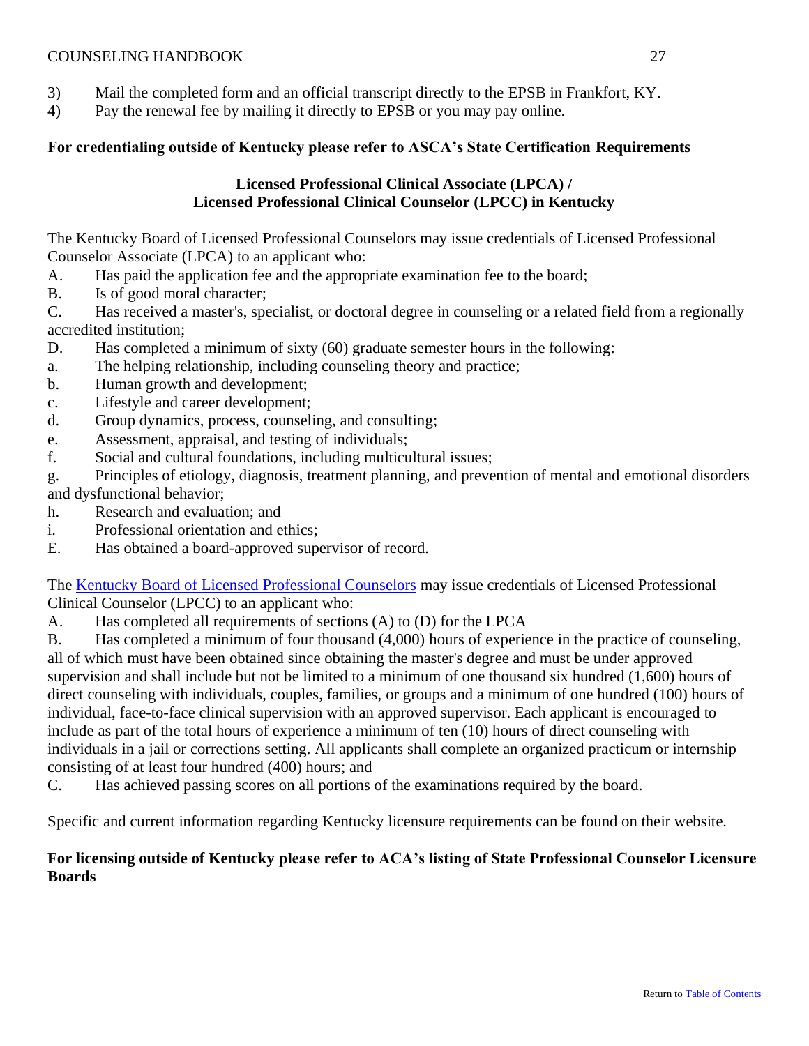3) Mail the completed form and an official transcript directly to the EPSB in Frankfort, KY.
4) Pay the renewal fee by mailing it directly to EPSB or you may pay online.

**For credentialing outside of Kentucky please refer to ASCA's State Certification Requirements**

### Licensed Professional Clinical Associate (LPCA) / Licensed Professional Clinical Counselor (LPCC) in Kentucky

The Kentucky Board of Licensed Professional Counselors may issue credentials of Licensed Professional Counselor Associate (LPCA) to an applicant who:

A. Has paid the application fee and the appropriate examination fee to the board;
B. Is of good moral character;
C. Has received a master's, specialist, or doctoral degree in counseling or a related field from a regionally accredited institution;
D. Has completed a minimum of sixty (60) graduate semester hours in the following:
a. The helping relationship, including counseling theory and practice;
b. Human growth and development;
c. Lifestyle and career development;
d. Group dynamics, process, counseling, and consulting;
e. Assessment, appraisal, and testing of individuals;
f. Social and cultural foundations, including multicultural issues;
g. Principles of etiology, diagnosis, treatment planning, and prevention of mental and emotional disorders and dysfunctional behavior;
h. Research and evaluation; and
i. Professional orientation and ethics;
E. Has obtained a board-approved supervisor of record.

The Kentucky Board of Licensed Professional Counselors may issue credentials of Licensed Professional Clinical Counselor (LPCC) to an applicant who:

A. Has completed all requirements of sections (A) to (D) for the LPCA
B. Has completed a minimum of four thousand (4,000) hours of experience in the practice of counseling, all of which must have been obtained since obtaining the master's degree and must be under approved supervision and shall include but not be limited to a minimum of one thousand six hundred (1,600) hours of direct counseling with individuals, couples, families, or groups and a minimum of one hundred (100) hours of individual, face-to-face clinical supervision with an approved supervisor. Each applicant is encouraged to include as part of the total hours of experience a minimum of ten (10) hours of direct counseling with individuals in a jail or corrections setting. All applicants shall complete an organized practicum or internship consisting of at least four hundred (400) hours; and
C. Has achieved passing scores on all portions of the examinations required by the board.

Specific and current information regarding Kentucky licensure requirements can be found on their website.

**For licensing outside of Kentucky please refer to ACA's listing of State Professional Counselor Licensure Boards**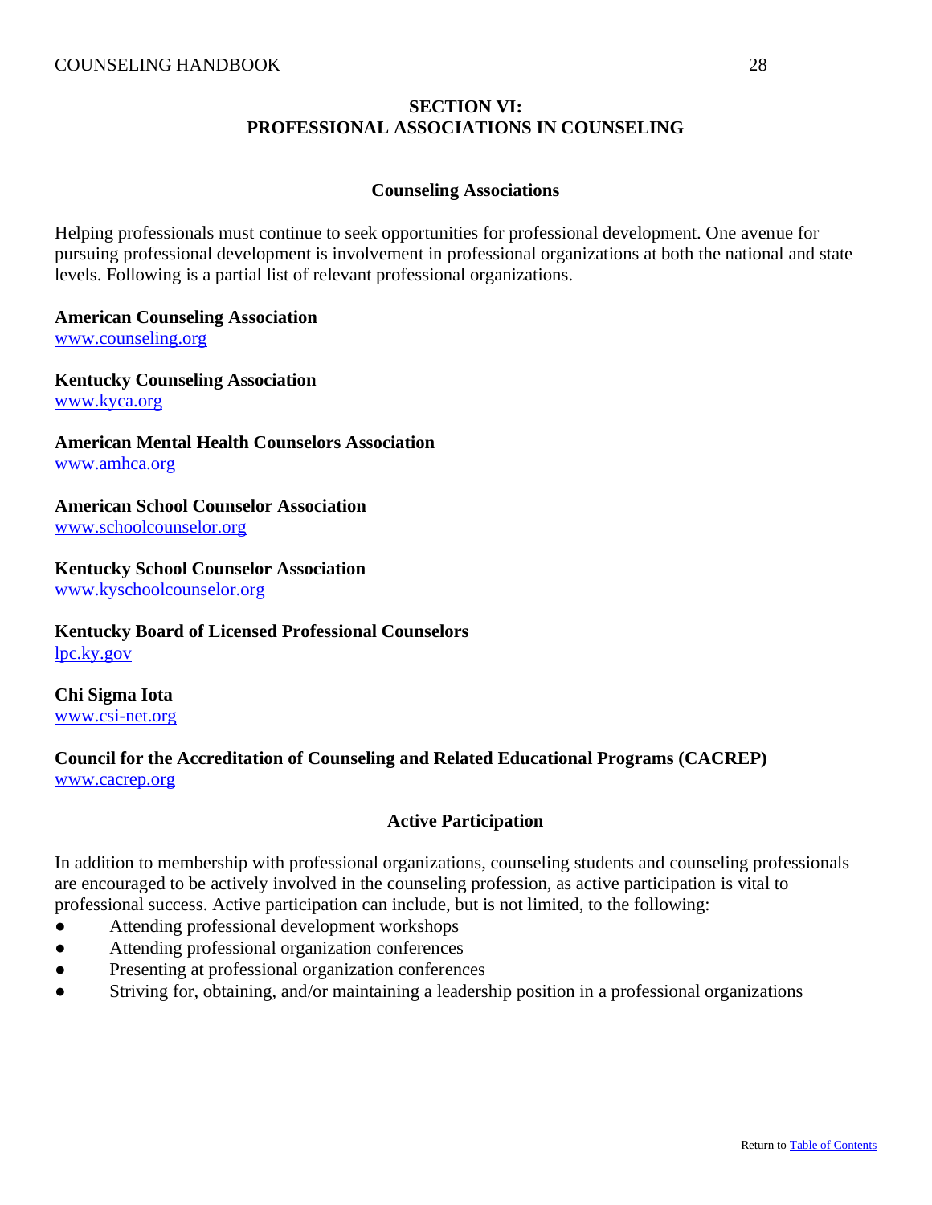# SECTION VI:
# PROFESSIONAL ASSOCIATIONS IN COUNSELING

## Counseling Associations

Helping professionals must continue to seek opportunities for professional development. One avenue for pursuing professional development is involvement in professional organizations at both the national and state levels. Following is a partial list of relevant professional organizations.

**American Counseling Association**
www.counseling.org

**Kentucky Counseling Association**
www.kyca.org

**American Mental Health Counselors Association**
www.amhca.org

**American School Counselor Association**
www.schoolcounselor.org

**Kentucky School Counselor Association**
www.kyschoolcounselor.org

**Kentucky Board of Licensed Professional Counselors**
lpc.ky.gov

**Chi Sigma Iota**
www.csi-net.org

**Council for the Accreditation of Counseling and Related Educational Programs (CACREP)**
www.cacrep.org

## Active Participation

In addition to membership with professional organizations, counseling students and counseling professionals are encouraged to be actively involved in the counseling profession, as active participation is vital to professional success. Active participation can include, but is not limited, to the following:

- Attending professional development workshops
- Attending professional organization conferences
- Presenting at professional organization conferences
- Striving for, obtaining, and/or maintaining a leadership position in a professional organizations

Return to Table of Contents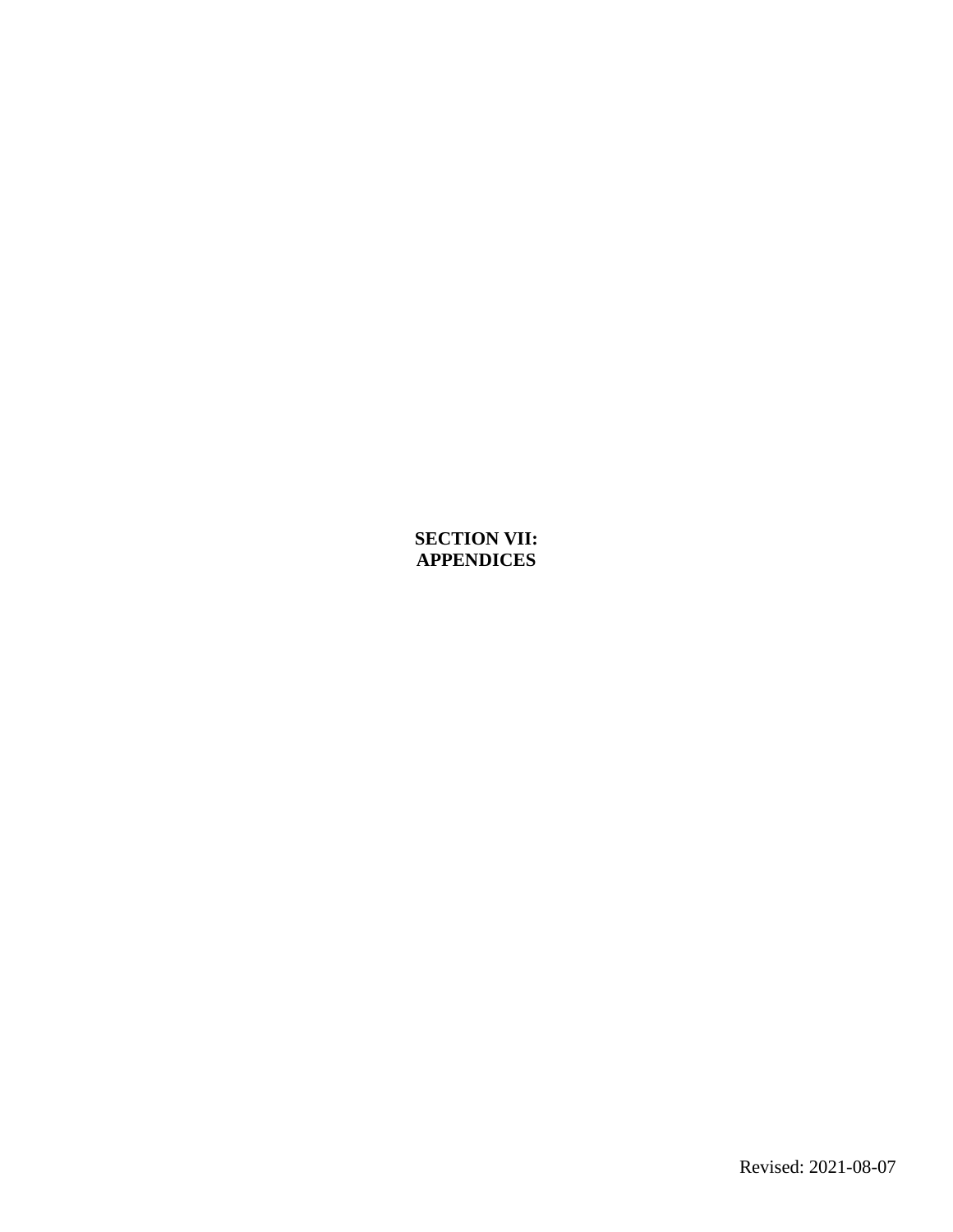**SECTION VII:**
**APPENDICES**

Revised: 2021-08-07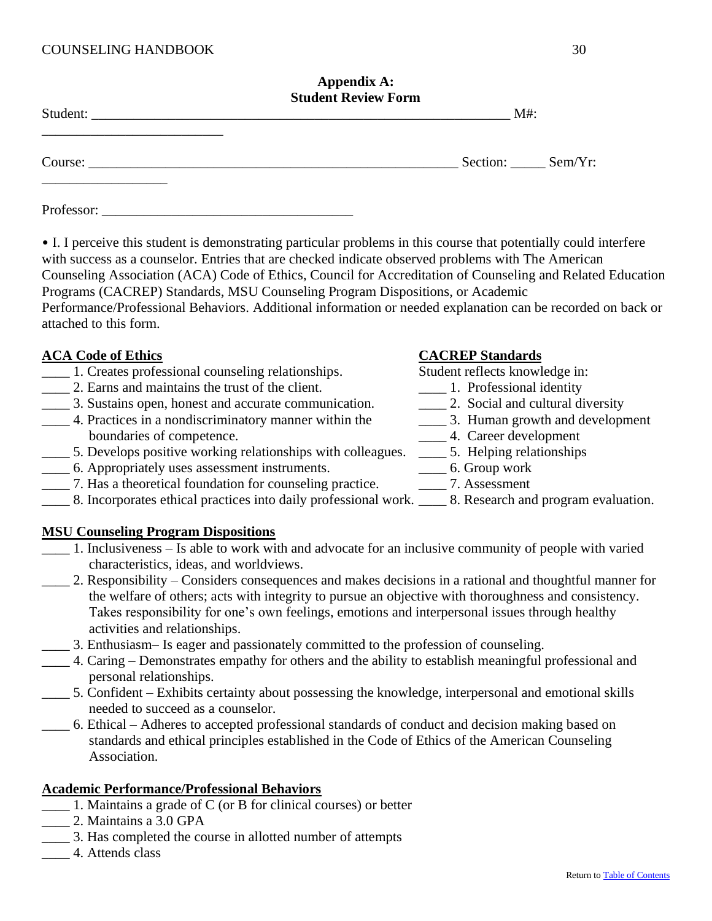## Appendix A: Student Review Form

Student: ____________________________________________________________ M#: __________________________

Course: _______________________________________________________ Section: _____ Sem/Yr: __________________

Professor: ____________________________________

• I. I perceive this student is demonstrating particular problems in this course that potentially could interfere with success as a counselor. Entries that are checked indicate observed problems with The American Counseling Association (ACA) Code of Ethics, Council for Accreditation of Counseling and Related Education Programs (CACREP) Standards, MSU Counseling Program Dispositions, or Academic Performance/Professional Behaviors. Additional information or needed explanation can be recorded on back or attached to this form.

**ACA Code of Ethics**

____ 1. Creates professional counseling relationships.
____ 2. Earns and maintains the trust of the client.
____ 3. Sustains open, honest and accurate communication.
____ 4. Practices in a nondiscriminatory manner within the boundaries of competence.
____ 5. Develops positive working relationships with colleagues.
____ 6. Appropriately uses assessment instruments.
____ 7. Has a theoretical foundation for counseling practice.
____ 8. Incorporates ethical practices into daily professional work.

**CACREP Standards**

Student reflects knowledge in:

____ 1. Professional identity
____ 2. Social and cultural diversity
____ 3. Human growth and development
____ 4. Career development
____ 5. Helping relationships
____ 6. Group work
____ 7. Assessment
____ 8. Research and program evaluation.

**MSU Counseling Program Dispositions**

____ 1. Inclusiveness – Is able to work with and advocate for an inclusive community of people with varied characteristics, ideas, and worldviews.
____ 2. Responsibility – Considers consequences and makes decisions in a rational and thoughtful manner for the welfare of others; acts with integrity to pursue an objective with thoroughness and consistency. Takes responsibility for one's own feelings, emotions and interpersonal issues through healthy activities and relationships.
____ 3. Enthusiasm– Is eager and passionately committed to the profession of counseling.
____ 4. Caring – Demonstrates empathy for others and the ability to establish meaningful professional and personal relationships.
____ 5. Confident – Exhibits certainty about possessing the knowledge, interpersonal and emotional skills needed to succeed as a counselor.
____ 6. Ethical – Adheres to accepted professional standards of conduct and decision making based on standards and ethical principles established in the Code of Ethics of the American Counseling Association.

**Academic Performance/Professional Behaviors**

____ 1. Maintains a grade of C (or B for clinical courses) or better
____ 2. Maintains a 3.0 GPA
____ 3. Has completed the course in allotted number of attempts
____ 4. Attends class

Return to Table of Contents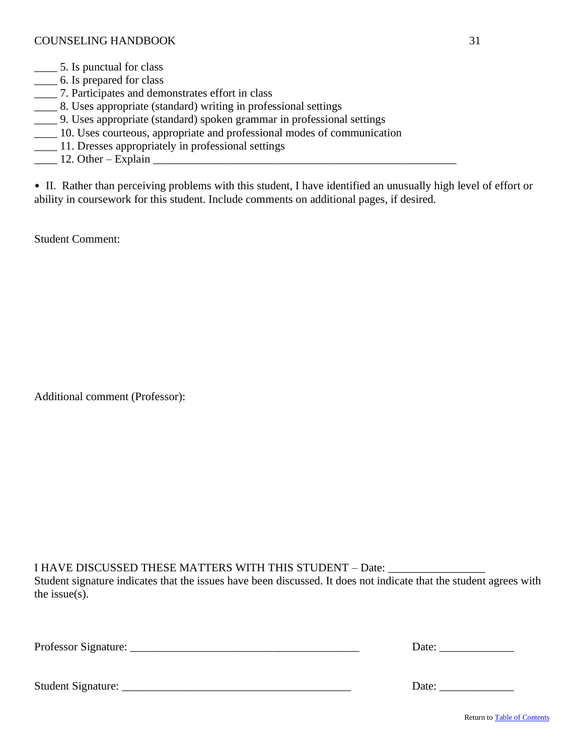____ 5. Is punctual for class
____ 6. Is prepared for class
____ 7. Participates and demonstrates effort in class
____ 8. Uses appropriate (standard) writing in professional settings
____ 9. Uses appropriate (standard) spoken grammar in professional settings
____ 10. Uses courteous, appropriate and professional modes of communication
____ 11. Dresses appropriately in professional settings
____ 12. Other – Explain ______________________________________________________

• II. Rather than perceiving problems with this student, I have identified an unusually high level of effort or ability in coursework for this student. Include comments on additional pages, if desired.

Student Comment:

Additional comment (Professor):

I HAVE DISCUSSED THESE MATTERS WITH THIS STUDENT – Date: ________________
Student signature indicates that the issues have been discussed. It does not indicate that the student agrees with the issue(s).

Professor Signature: ________________________________________ Date: _____________

Student Signature: ________________________________________ Date: _____________

Return to Table of Contents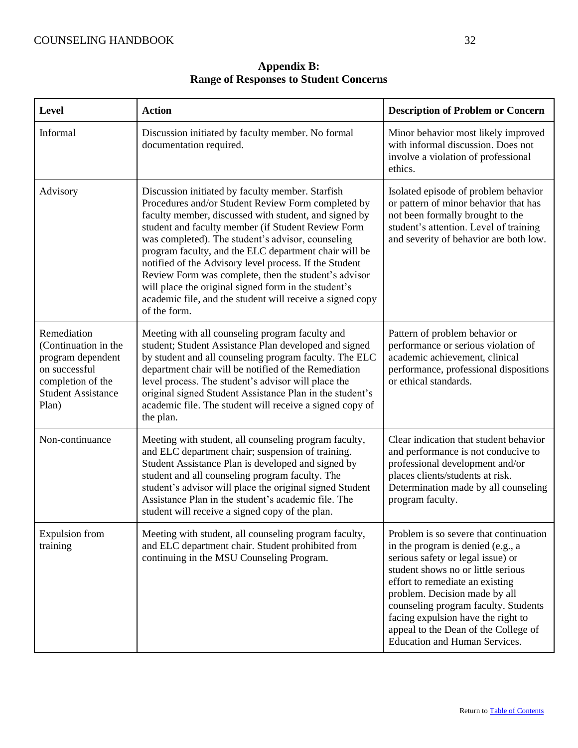## Appendix B:
## Range of Responses to Student Concerns

| Level | Action | Description of Problem or Concern |
|---|---|---|
| Informal | Discussion initiated by faculty member. No formal documentation required. | Minor behavior most likely improved with informal discussion. Does not involve a violation of professional ethics. |
| Advisory | Discussion initiated by faculty member. Starfish Procedures and/or Student Review Form completed by faculty member, discussed with student, and signed by student and faculty member (if Student Review Form was completed). The student's advisor, counseling program faculty, and the ELC department chair will be notified of the Advisory level process. If the Student Review Form was complete, then the student's advisor will place the original signed form in the student's academic file, and the student will receive a signed copy of the form. | Isolated episode of problem behavior or pattern of minor behavior that has not been formally brought to the student's attention. Level of training and severity of behavior are both low. |
| Remediation (Continuation in the program dependent on successful completion of the Student Assistance Plan) | Meeting with all counseling program faculty and student; Student Assistance Plan developed and signed by student and all counseling program faculty. The ELC department chair will be notified of the Remediation level process. The student's advisor will place the original signed Student Assistance Plan in the student's academic file. The student will receive a signed copy of the plan. | Pattern of problem behavior or performance or serious violation of academic achievement, clinical performance, professional dispositions or ethical standards. |
| Non-continuance | Meeting with student, all counseling program faculty, and ELC department chair; suspension of training. Student Assistance Plan is developed and signed by student and all counseling program faculty. The student's advisor will place the original signed Student Assistance Plan in the student's academic file. The student will receive a signed copy of the plan. | Clear indication that student behavior and performance is not conducive to professional development and/or places clients/students at risk. Determination made by all counseling program faculty. |
| Expulsion from training | Meeting with student, all counseling program faculty, and ELC department chair. Student prohibited from continuing in the MSU Counseling Program. | Problem is so severe that continuation in the program is denied (e.g., a serious safety or legal issue) or student shows no or little serious effort to remediate an existing problem. Decision made by all counseling program faculty. Students facing expulsion have the right to appeal to the Dean of the College of Education and Human Services. |

Return to Table of Contents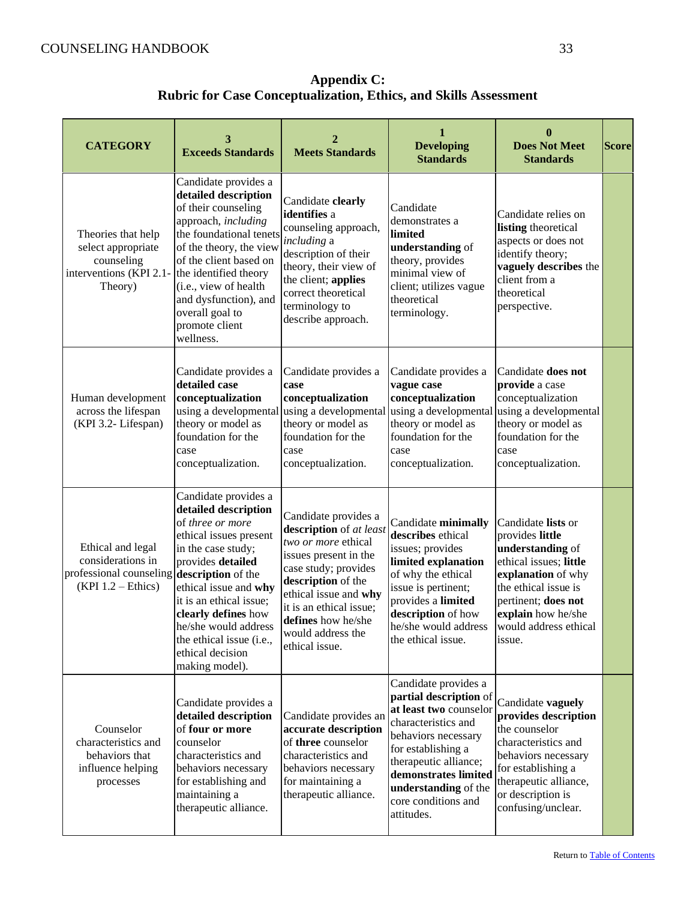# Appendix C:
# Rubric for Case Conceptualization, Ethics, and Skills Assessment

| CATEGORY | 3 Exceeds Standards | 2 Meets Standards | 1 Developing Standards | 0 Does Not Meet Standards | Score |
|---|---|---|---|---|---|
| Theories that help select appropriate counseling interventions (KPI 2.1- Theory) | Candidate provides a **detailed description** of their counseling approach, *including* the foundational tenets of the theory, the view of the client based on the identified theory (i.e., view of health and dysfunction), and overall goal to promote client wellness. | Candidate **clearly identifies** a counseling approach, *including* a description of their theory, their view of the client; **applies** correct theoretical terminology to describe approach. | Candidate demonstrates a **limited understanding** of theory, provides minimal view of client; utilizes vague theoretical terminology. | Candidate relies on **listing** theoretical aspects or does not identify theory; **vaguely describes** the client from a theoretical perspective. | |
| Human development across the lifespan (KPI 3.2- Lifespan) | Candidate provides a **detailed case conceptualization** using a developmental theory or model as foundation for the case conceptualization. | Candidate provides a **case conceptualization** using a developmental theory or model as foundation for the case conceptualization. | Candidate provides a **vague case conceptualization** using a developmental theory or model as foundation for the case conceptualization. | Candidate **does not provide** a case conceptualization using a developmental theory or model as foundation for the case conceptualization. | |
| Ethical and legal considerations in professional counseling (KPI 1.2 – Ethics) | Candidate provides a **detailed description** of *three or more* ethical issues present in the case study; provides **detailed description** of the ethical issue and **why** it is an ethical issue; **clearly defines** how he/she would address the ethical issue (i.e., ethical decision making model). | Candidate provides a **description** of *at least two or more* ethical issues present in the case study; provides **description** of the ethical issue and **why** it is an ethical issue; **defines** how he/she would address the ethical issue. | Candidate **minimally describes** ethical issues; provides **limited explanation** of why the ethical issue is pertinent; provides a **limited description** of how he/she would address the ethical issue. | Candidate **lists** or provides **little understanding** of ethical issues; **little explanation** of why the ethical issue is pertinent; **does not explain** how he/she would address ethical issue. | |
| Counselor characteristics and behaviors that influence helping processes | Candidate provides a **detailed description** of **four or more** counselor characteristics and behaviors necessary for establishing and maintaining a therapeutic alliance. | Candidate provides an **accurate description** of **three** counselor characteristics and behaviors necessary for maintaining a therapeutic alliance. | Candidate provides a **partial description** of **at least two** counselor characteristics and behaviors necessary for establishing a therapeutic alliance; **demonstrates limited understanding** of the core conditions and attitudes. | Candidate **vaguely provides description** the counselor characteristics and behaviors necessary for establishing a therapeutic alliance, or description is confusing/unclear. | |

Return to Table of Contents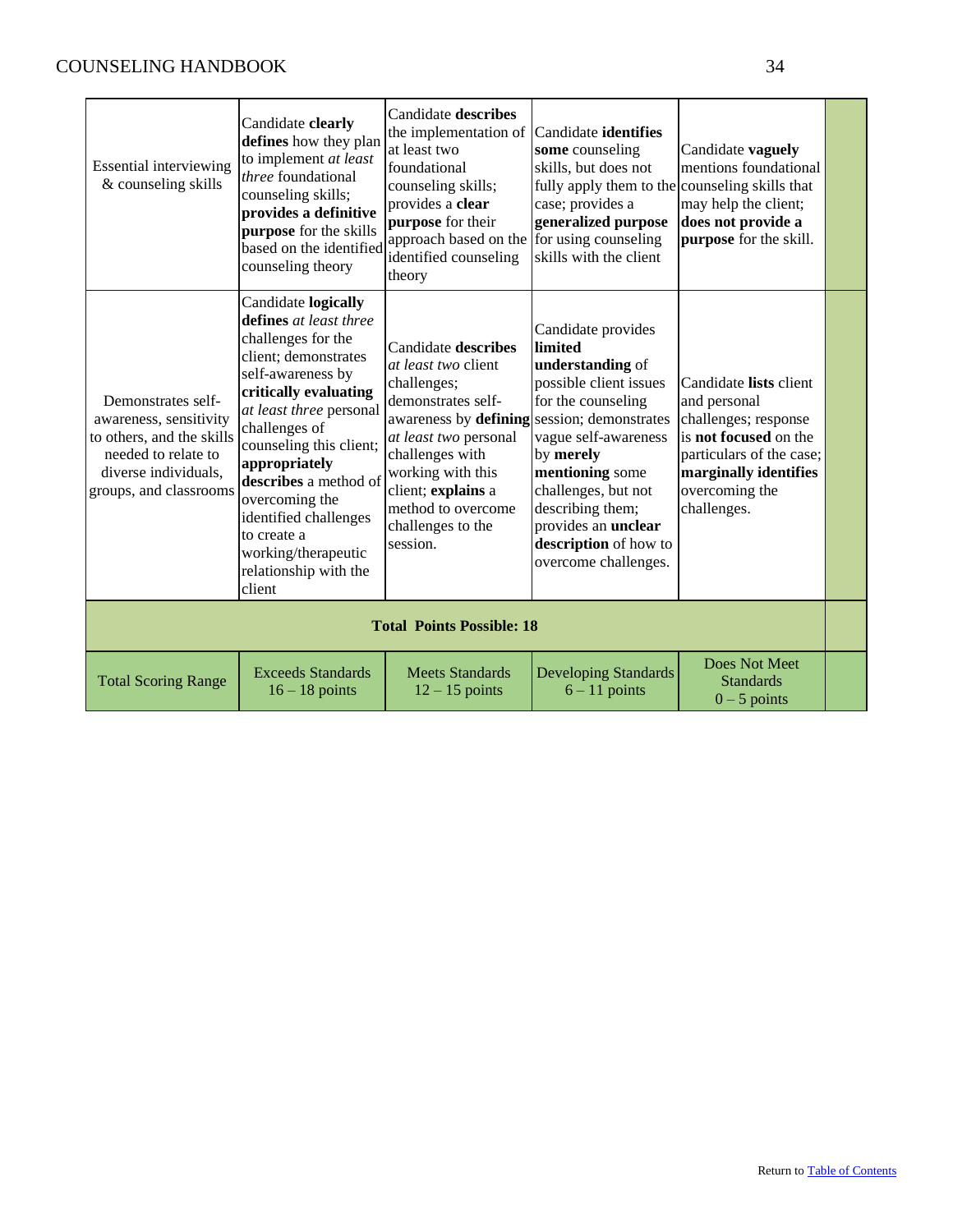| | | | | | |
|---|---|---|---|---|---|
| Essential interviewing & counseling skills | Candidate **clearly defines** how they plan to implement *at least three* foundational counseling skills; **provides a definitive purpose** for the skills based on the identified counseling theory | Candidate **describes** the implementation of at least two foundational counseling skills; provides a **clear purpose** for their approach based on the identified counseling theory | Candidate **identifies some** counseling skills, but does not fully apply them to the case; provides a **generalized purpose** for using counseling skills with the client | Candidate **vaguely** mentions foundational counseling skills that may help the client; **does not provide a purpose** for the skill. | |
| Demonstrates self-awareness, sensitivity to others, and the skills needed to relate to diverse individuals, groups, and classrooms | Candidate **logically defines** *at least three* challenges for the client; demonstrates self-awareness by **critically evaluating** *at least three* personal challenges of counseling this client; **appropriately describes** a method of overcoming the identified challenges to create a working/therapeutic relationship with the client | Candidate **describes** *at least two* client challenges; demonstrates self-awareness by **defining** *at least two* personal challenges with working with this client; **explains** a method to overcome challenges to the session. | Candidate provides **limited understanding** of possible client issues for the counseling session; demonstrates vague self-awareness by **merely mentioning** some challenges, but not describing them; provides an **unclear description** of how to overcome challenges. | Candidate **lists** client and personal challenges; response is **not focused** on the particulars of the case; **marginally identifies** overcoming the challenges. | |
| **Total Points Possible: 18** | | | | | |
| Total Scoring Range | Exceeds Standards 16 – 18 points | Meets Standards 12 – 15 points | Developing Standards 6 – 11 points | Does Not Meet Standards 0 – 5 points | |

Return to Table of Contents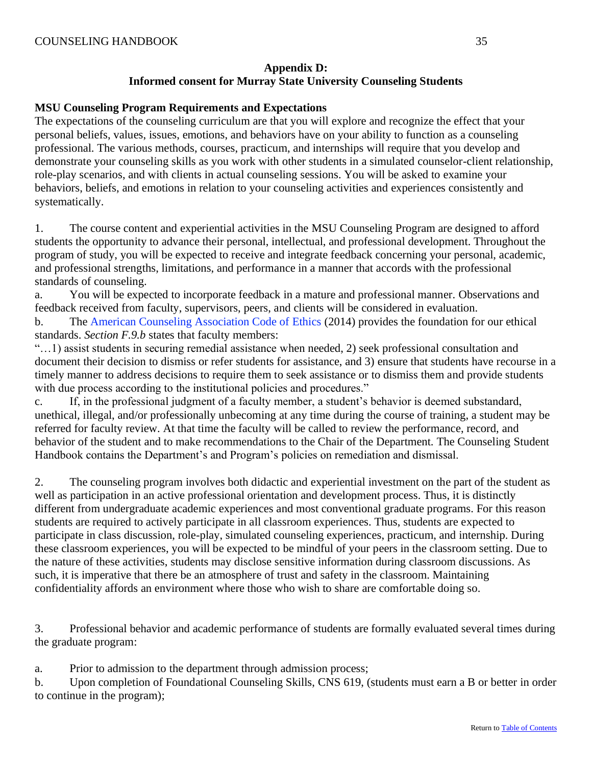## Appendix D:
## Informed consent for Murray State University Counseling Students

**MSU Counseling Program Requirements and Expectations**

The expectations of the counseling curriculum are that you will explore and recognize the effect that your personal beliefs, values, issues, emotions, and behaviors have on your ability to function as a counseling professional. The various methods, courses, practicum, and internships will require that you develop and demonstrate your counseling skills as you work with other students in a simulated counselor-client relationship, role-play scenarios, and with clients in actual counseling sessions. You will be asked to examine your behaviors, beliefs, and emotions in relation to your counseling activities and experiences consistently and systematically.

1. The course content and experiential activities in the MSU Counseling Program are designed to afford students the opportunity to advance their personal, intellectual, and professional development. Throughout the program of study, you will be expected to receive and integrate feedback concerning your personal, academic, and professional strengths, limitations, and performance in a manner that accords with the professional standards of counseling.

a. You will be expected to incorporate feedback in a mature and professional manner. Observations and feedback received from faculty, supervisors, peers, and clients will be considered in evaluation.

b. The American Counseling Association Code of Ethics (2014) provides the foundation for our ethical standards. *Section F.9.b* states that faculty members:
"…1) assist students in securing remedial assistance when needed, 2) seek professional consultation and document their decision to dismiss or refer students for assistance, and 3) ensure that students have recourse in a timely manner to address decisions to require them to seek assistance or to dismiss them and provide students with due process according to the institutional policies and procedures."

c. If, in the professional judgment of a faculty member, a student's behavior is deemed substandard, unethical, illegal, and/or professionally unbecoming at any time during the course of training, a student may be referred for faculty review. At that time the faculty will be called to review the performance, record, and behavior of the student and to make recommendations to the Chair of the Department. The Counseling Student Handbook contains the Department's and Program's policies on remediation and dismissal.

2. The counseling program involves both didactic and experiential investment on the part of the student as well as participation in an active professional orientation and development process. Thus, it is distinctly different from undergraduate academic experiences and most conventional graduate programs. For this reason students are required to actively participate in all classroom experiences. Thus, students are expected to participate in class discussion, role-play, simulated counseling experiences, practicum, and internship. During these classroom experiences, you will be expected to be mindful of your peers in the classroom setting. Due to the nature of these activities, students may disclose sensitive information during classroom discussions. As such, it is imperative that there be an atmosphere of trust and safety in the classroom. Maintaining confidentiality affords an environment where those who wish to share are comfortable doing so.

3. Professional behavior and academic performance of students are formally evaluated several times during the graduate program:

a. Prior to admission to the department through admission process;

b. Upon completion of Foundational Counseling Skills, CNS 619, (students must earn a B or better in order to continue in the program);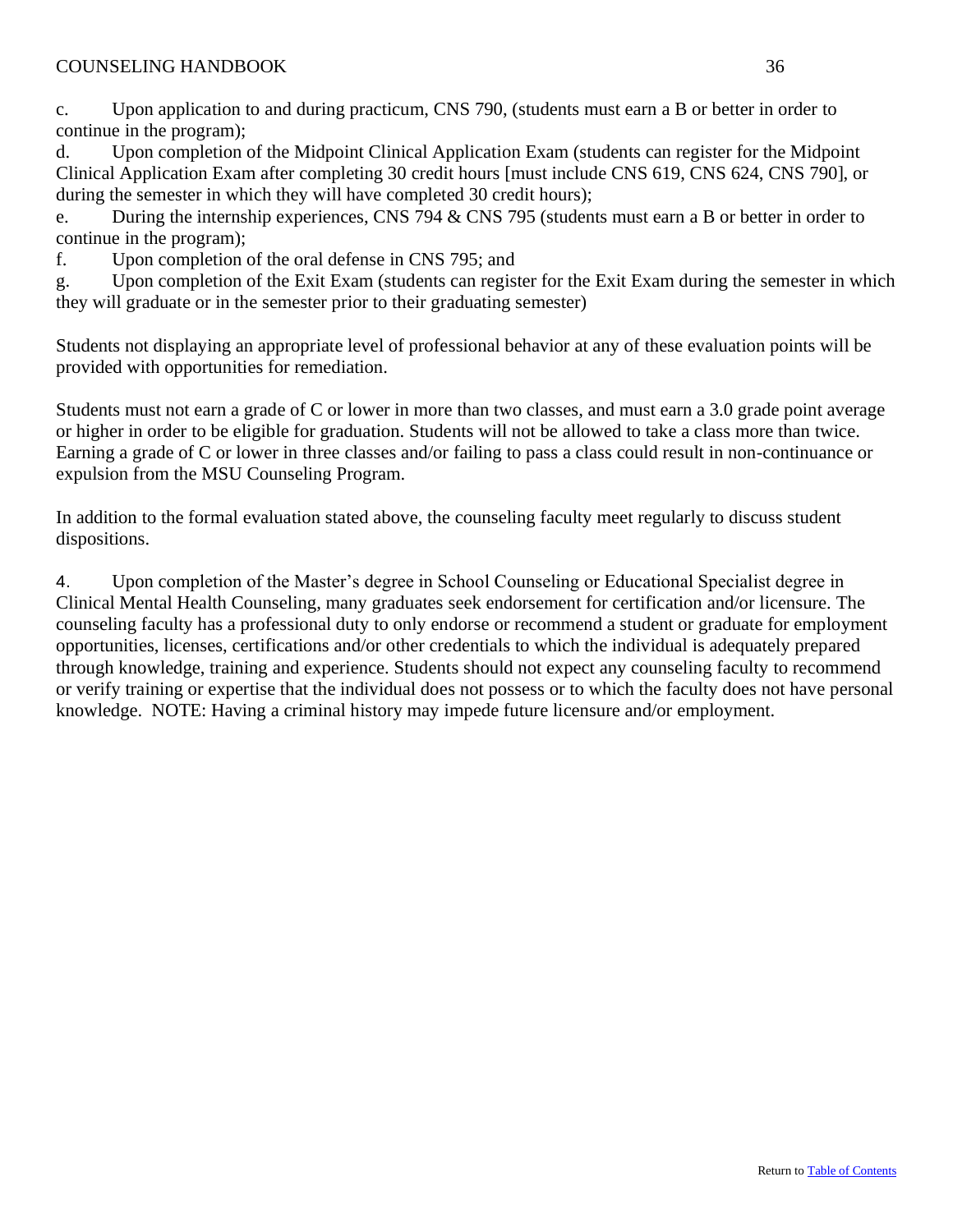c. Upon application to and during practicum, CNS 790, (students must earn a B or better in order to continue in the program);

d. Upon completion of the Midpoint Clinical Application Exam (students can register for the Midpoint Clinical Application Exam after completing 30 credit hours [must include CNS 619, CNS 624, CNS 790], or during the semester in which they will have completed 30 credit hours);

e. During the internship experiences, CNS 794 & CNS 795 (students must earn a B or better in order to continue in the program);

f. Upon completion of the oral defense in CNS 795; and

g. Upon completion of the Exit Exam (students can register for the Exit Exam during the semester in which they will graduate or in the semester prior to their graduating semester)

Students not displaying an appropriate level of professional behavior at any of these evaluation points will be provided with opportunities for remediation.

Students must not earn a grade of C or lower in more than two classes, and must earn a 3.0 grade point average or higher in order to be eligible for graduation. Students will not be allowed to take a class more than twice. Earning a grade of C or lower in three classes and/or failing to pass a class could result in non-continuance or expulsion from the MSU Counseling Program.

In addition to the formal evaluation stated above, the counseling faculty meet regularly to discuss student dispositions.

4. Upon completion of the Master's degree in School Counseling or Educational Specialist degree in Clinical Mental Health Counseling, many graduates seek endorsement for certification and/or licensure. The counseling faculty has a professional duty to only endorse or recommend a student or graduate for employment opportunities, licenses, certifications and/or other credentials to which the individual is adequately prepared through knowledge, training and experience. Students should not expect any counseling faculty to recommend or verify training or expertise that the individual does not possess or to which the faculty does not have personal knowledge. NOTE: Having a criminal history may impede future licensure and/or employment.

Return to Table of Contents